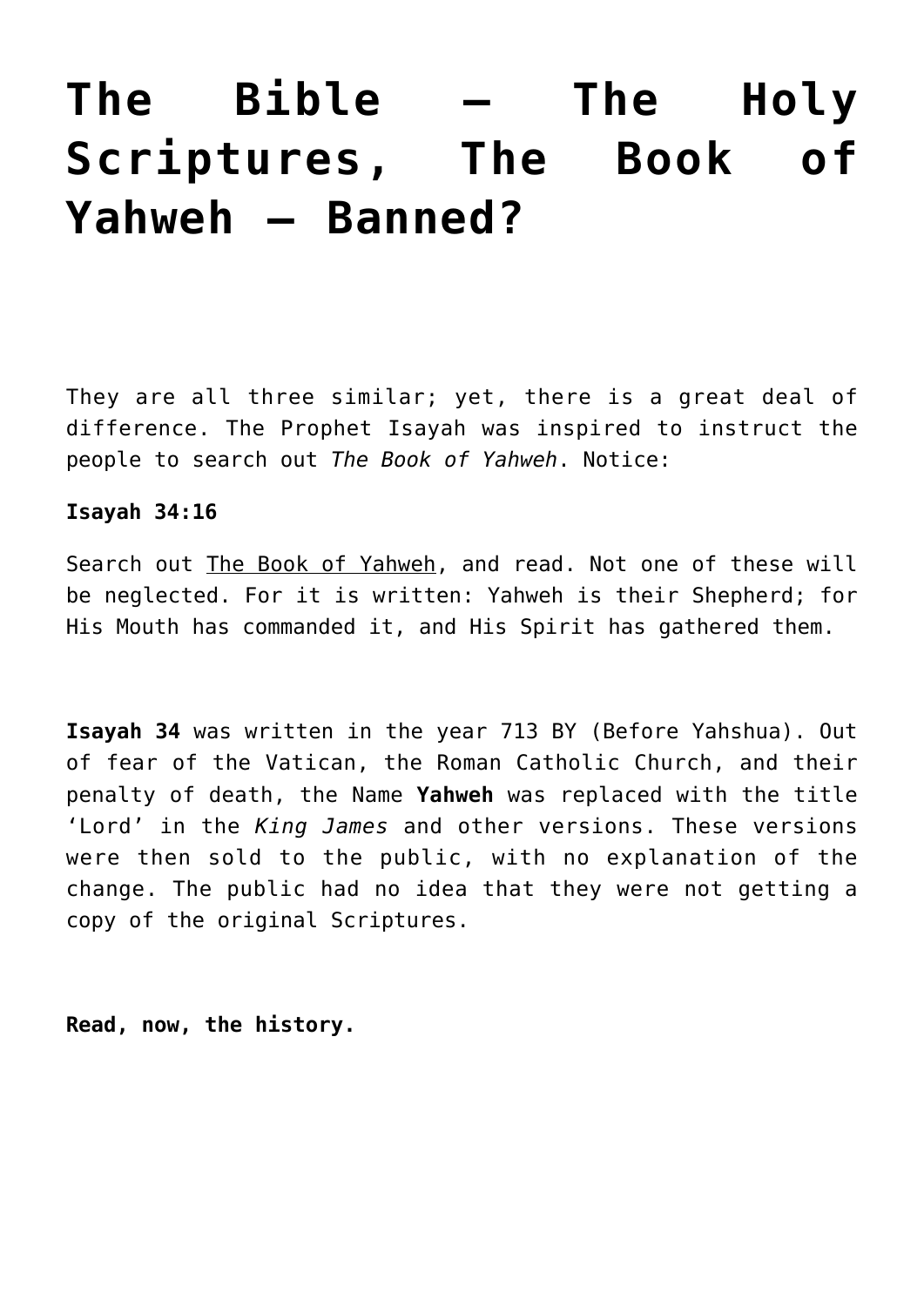# The Bible – The Holy Scriptures, The Book of Yahweh – Banned?

They are all three similar; yet, there is a great deal of difference. The Prophet Isayah was inspired to instruct the people to search out *The Book of Yahweh*. Notice:

**Isayah 34:16**

Search out The Book of Yahweh, and read. Not one of these will be neglected. For it is written: Yahweh is their Shepherd; for His Mouth has commanded it, and His Spirit has gathered them.

**Isayah 34** was written in the year 713 BY (Before Yahshua). Out of fear of the Vatican, the Roman Catholic Church, and their penalty of death, the Name **Yahweh** was replaced with the title 'Lord' in the *King James* and other versions. These versions were then sold to the public, with no explanation of the change. The public had no idea that they were not getting a copy of the original Scriptures.

**Read, now, the history.**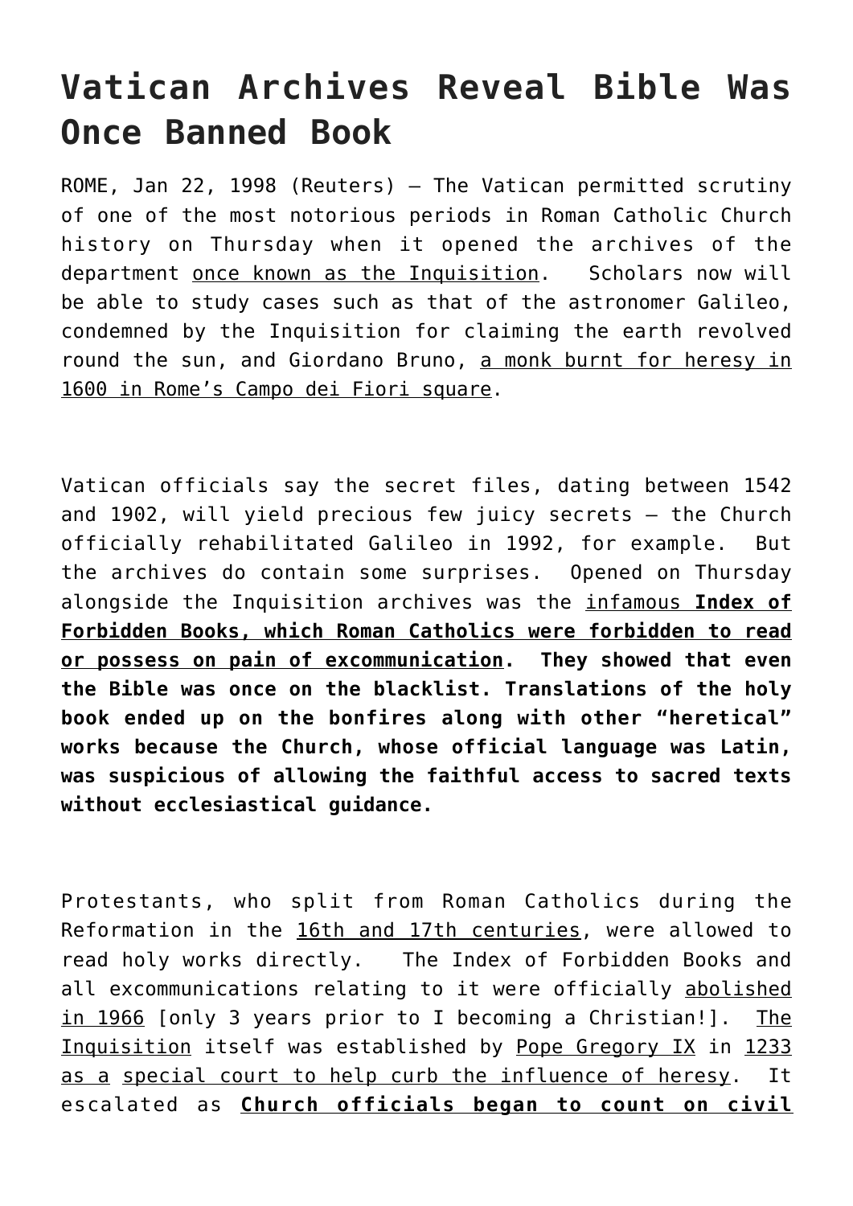# Vatican Archives Reveal Bible Was Once Banned Book

ROME, Jan 22, 1998 (Reuters) – The Vatican permitted scrutiny of one of the most notorious periods in Roman Catholic Church history on Thursday when it opened the archives of the department once known as the Inquisition. Scholars now will be able to study cases such as that of the astronomer Galileo, condemned by the Inquisition for claiming the earth revolved round the sun, and Giordano Bruno, a monk burnt for heresy in 1600 in Rome's Campo dei Fiori square.

Vatican officials say the secret files, dating between 1542 and 1902, will yield precious few juicy secrets – the Church officially rehabilitated Galileo in 1992, for example. But the archives do contain some surprises. Opened on Thursday alongside the Inquisition archives was the infamous **Index of Forbidden Books, which Roman Catholics were forbidden to read or possess on pain of excommunication**. **They showed that even the Bible was once on the blacklist. Translations of the holy book ended up on the bonfires along with other "heretical" works because the Church, whose official language was Latin, was suspicious of allowing the faithful access to sacred texts without ecclesiastical guidance.**

Protestants, who split from Roman Catholics during the Reformation in the 16th and 17th centuries, were allowed to read holy works directly. The Index of Forbidden Books and all excommunications relating to it were officially abolished in 1966 [only 3 years prior to I becoming a Christian!]. The Inquisition itself was established by Pope Gregory IX in 1233 as a special court to help curb the influence of heresy. It escalated as **Church officials began to count on civil**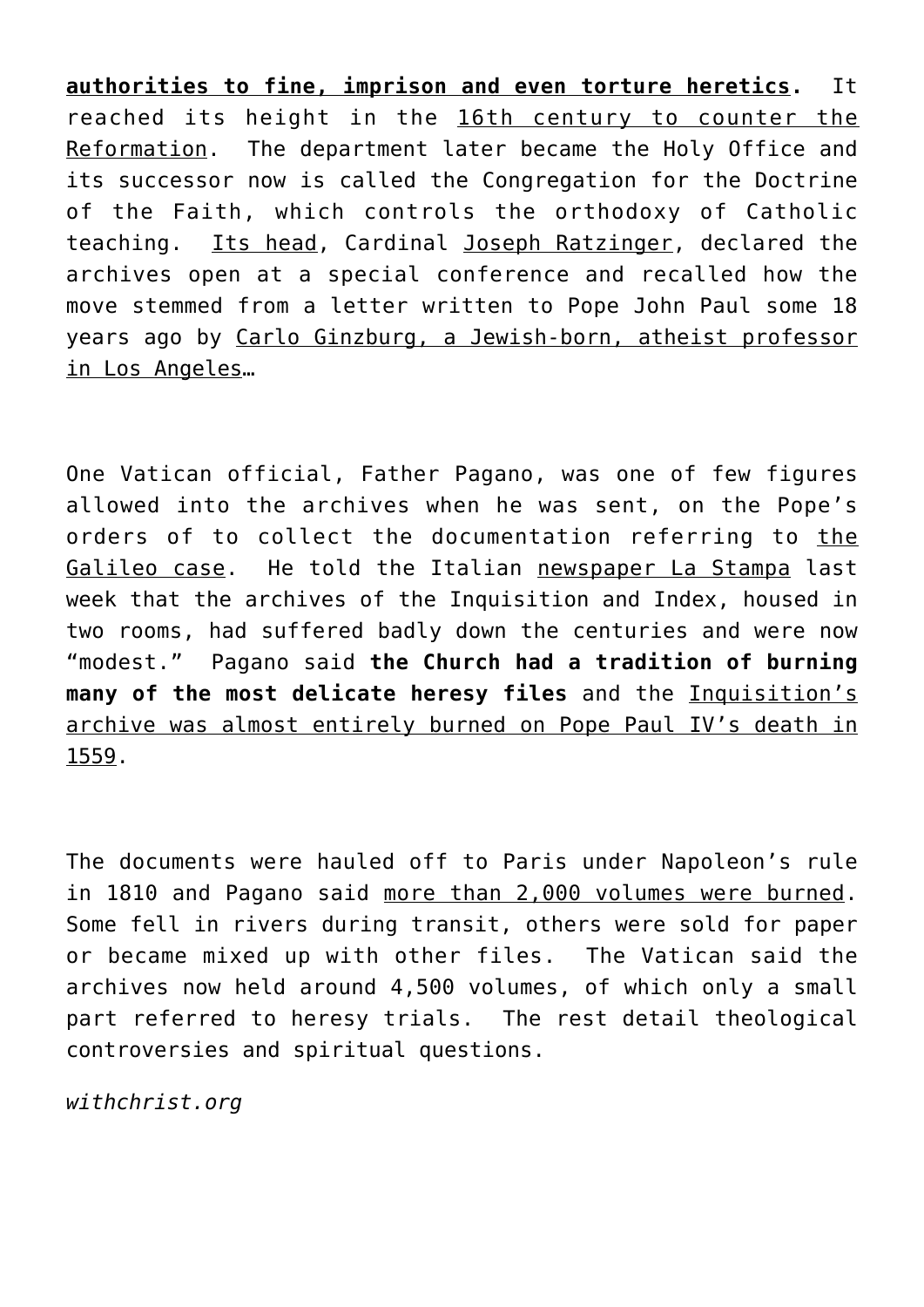**authorities to fine, imprison and even torture heretics.** It reached its height in the 16th century to counter the Reformation. The department later became the Holy Office and its successor now is called the Congregation for the Doctrine of the Faith, which controls the orthodoxy of Catholic teaching. Its head, Cardinal Joseph Ratzinger, declared the archives open at a special conference and recalled how the move stemmed from a letter written to Pope John Paul some 18 years ago by Carlo Ginzburg, a Jewish-born, atheist professor in Los Angeles…

One Vatican official, Father Pagano, was one of few figures allowed into the archives when he was sent, on the Pope's orders of to collect the documentation referring to the Galileo case. He told the Italian newspaper La Stampa last week that the archives of the Inquisition and Index, housed in two rooms, had suffered badly down the centuries and were now "modest." Pagano said **the Church had a tradition of burning many of the most delicate heresy files** and the Inquisition's archive was almost entirely burned on Pope Paul IV's death in 1559.

The documents were hauled off to Paris under Napoleon's rule in 1810 and Pagano said more than 2,000 volumes were burned. Some fell in rivers during transit, others were sold for paper or became mixed up with other files. The Vatican said the archives now held around 4,500 volumes, of which only a small part referred to heresy trials. The rest detail theological controversies and spiritual questions.

*withchrist.org*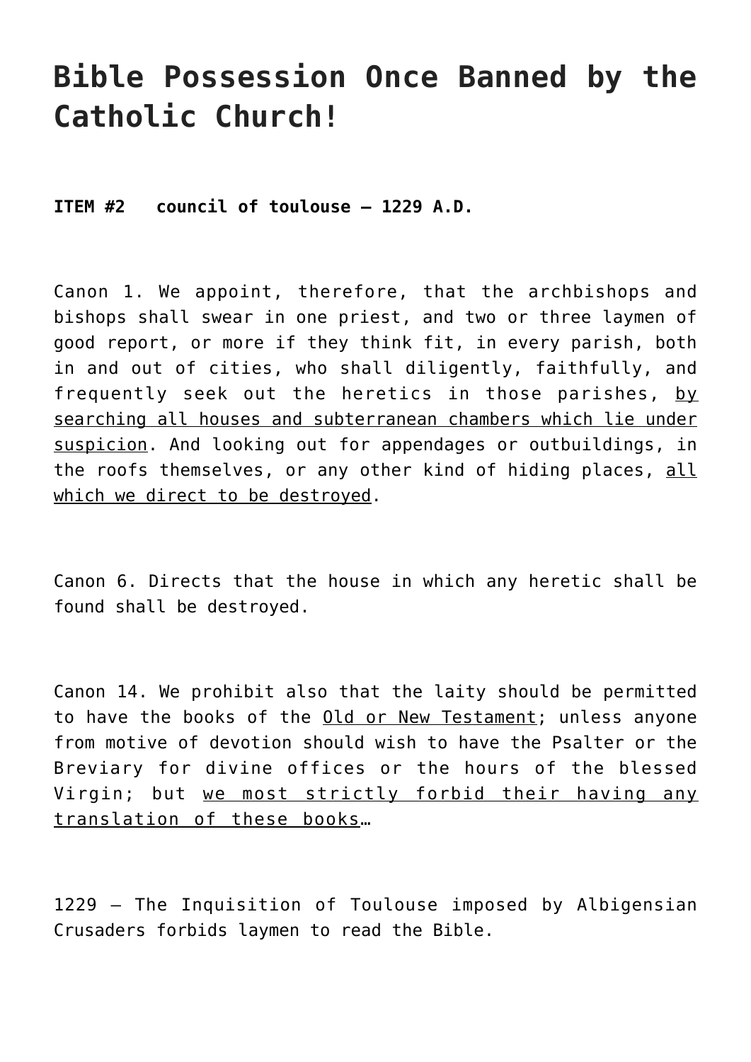# Bible Possession Once Banned by the Catholic Church!

**ITEM #2 council of toulouse – 1229 A.D.**

Canon 1. We appoint, therefore, that the archbishops and bishops shall swear in one priest, and two or three laymen of good report, or more if they think fit, in every parish, both in and out of cities, who shall diligently, faithfully, and frequently seek out the heretics in those parishes, <u>by searching all houses and subterranean chambers which lie under suspicion</u>. And looking out for appendages or outbuildings, in the roofs themselves, or any other kind of hiding places, <u>all which we direct to be destroyed</u>.

Canon 6. Directs that the house in which any heretic shall be found shall be destroyed.

Canon 14. We prohibit also that the laity should be permitted to have the books of the <u>Old or New Testament</u>; unless anyone from motive of devotion should wish to have the Psalter or the Breviary for divine offices or the hours of the blessed Virgin; but <u>we most strictly forbid their having any translation of these books</u>…

1229 – The Inquisition of Toulouse imposed by Albigensian Crusaders forbids laymen to read the Bible.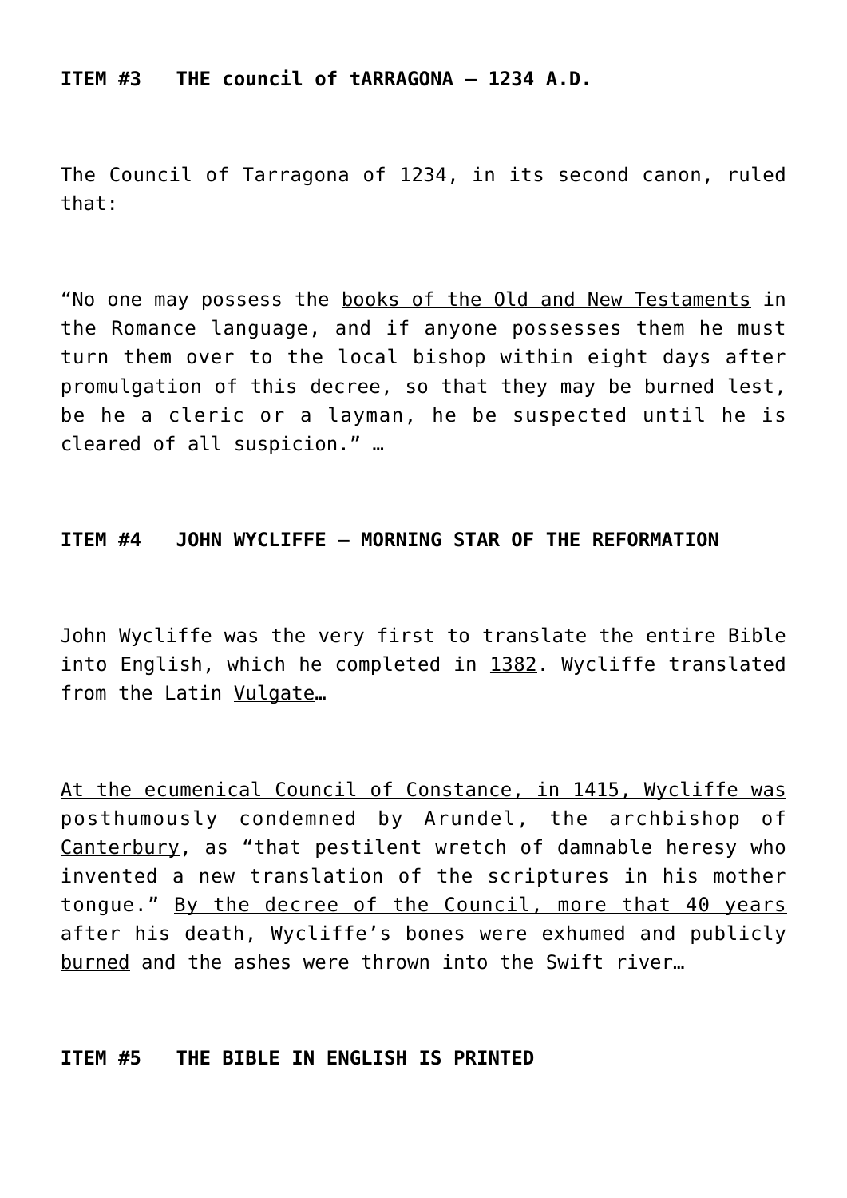**ITEM #3   THE council of tARRAGONA – 1234 A.D.**

The Council of Tarragona of 1234, in its second canon, ruled that:

"No one may possess the <u>books of the Old and New Testaments</u> in the Romance language, and if anyone possesses them he must turn them over to the local bishop within eight days after promulgation of this decree, <u>so that they may be burned lest</u>, be he a cleric or a layman, he be suspected until he is cleared of all suspicion." …

**ITEM #4   JOHN WYCLIFFE – MORNING STAR OF THE REFORMATION**

John Wycliffe was the very first to translate the entire Bible into English, which he completed in <u>1382</u>. Wycliffe translated from the Latin <u>Vulgate</u>…

<u>At the ecumenical Council of Constance, in 1415, Wycliffe was posthumously condemned by Arundel</u>, the <u>archbishop of Canterbury</u>, as "that pestilent wretch of damnable heresy who invented a new translation of the scriptures in his mother tongue." <u>By the decree of the Council, more that 40 years after his death</u>, <u>Wycliffe's bones were exhumed and publicly burned</u> and the ashes were thrown into the Swift river…

**ITEM #5   THE BIBLE IN ENGLISH IS PRINTED**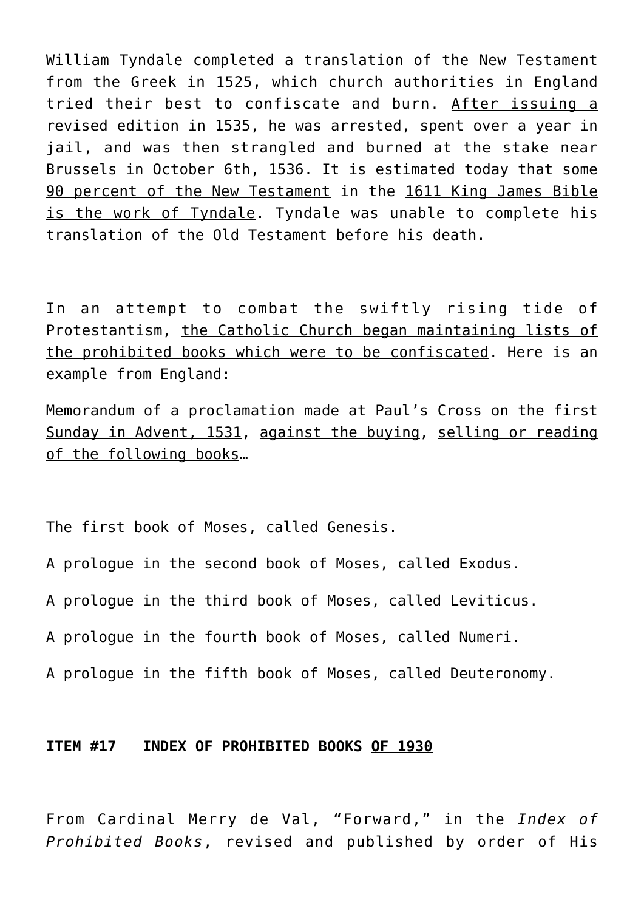William Tyndale completed a translation of the New Testament from the Greek in 1525, which church authorities in England tried their best to confiscate and burn. After issuing a revised edition in 1535, he was arrested, spent over a year in jail, and was then strangled and burned at the stake near Brussels in October 6th, 1536. It is estimated today that some 90 percent of the New Testament in the 1611 King James Bible is the work of Tyndale. Tyndale was unable to complete his translation of the Old Testament before his death.

In an attempt to combat the swiftly rising tide of Protestantism, the Catholic Church began maintaining lists of the prohibited books which were to be confiscated. Here is an example from England:

Memorandum of a proclamation made at Paul's Cross on the first Sunday in Advent, 1531, against the buying, selling or reading of the following books…

The first book of Moses, called Genesis.

A prologue in the second book of Moses, called Exodus.

A prologue in the third book of Moses, called Leviticus.

A prologue in the fourth book of Moses, called Numeri.

A prologue in the fifth book of Moses, called Deuteronomy.

**ITEM #17 INDEX OF PROHIBITED BOOKS OF 1930**

From Cardinal Merry de Val, "Forward," in the *Index of Prohibited Books*, revised and published by order of His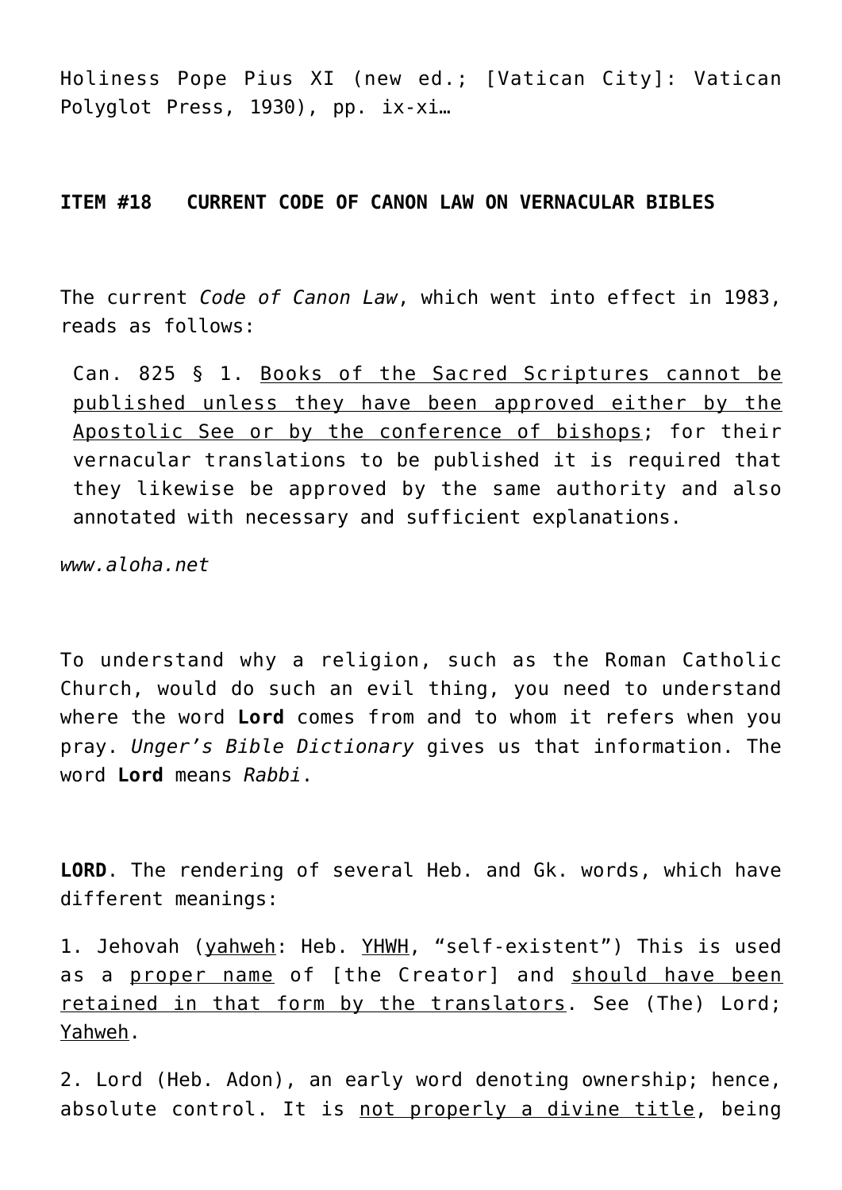Holiness Pope Pius XI (new ed.; [Vatican City]: Vatican Polyglot Press, 1930), pp. ix-xi…

**ITEM #18 CURRENT CODE OF CANON LAW ON VERNACULAR BIBLES**

The current *Code of Canon Law*, which went into effect in 1983, reads as follows:

> Can. 825 § 1. <u>Books of the Sacred Scriptures cannot be published unless they have been approved either by the Apostolic See or by the conference of bishops</u>; for their vernacular translations to be published it is required that they likewise be approved by the same authority and also annotated with necessary and sufficient explanations.

*www.aloha.net*

To understand why a religion, such as the Roman Catholic Church, would do such an evil thing, you need to understand where the word **Lord** comes from and to whom it refers when you pray. *Unger's Bible Dictionary* gives us that information. The word **Lord** means *Rabbi*.

**LORD**. The rendering of several Heb. and Gk. words, which have different meanings:

1. Jehovah (<u>yahweh</u>: Heb. <u>YHWH</u>, "self-existent") This is used as a <u>proper name</u> of [the Creator] and <u>should have been retained in that form by the translators</u>. See (The) Lord; <u>Yahweh</u>.

2. Lord (Heb. Adon), an early word denoting ownership; hence, absolute control. It is <u>not properly a divine title</u>, being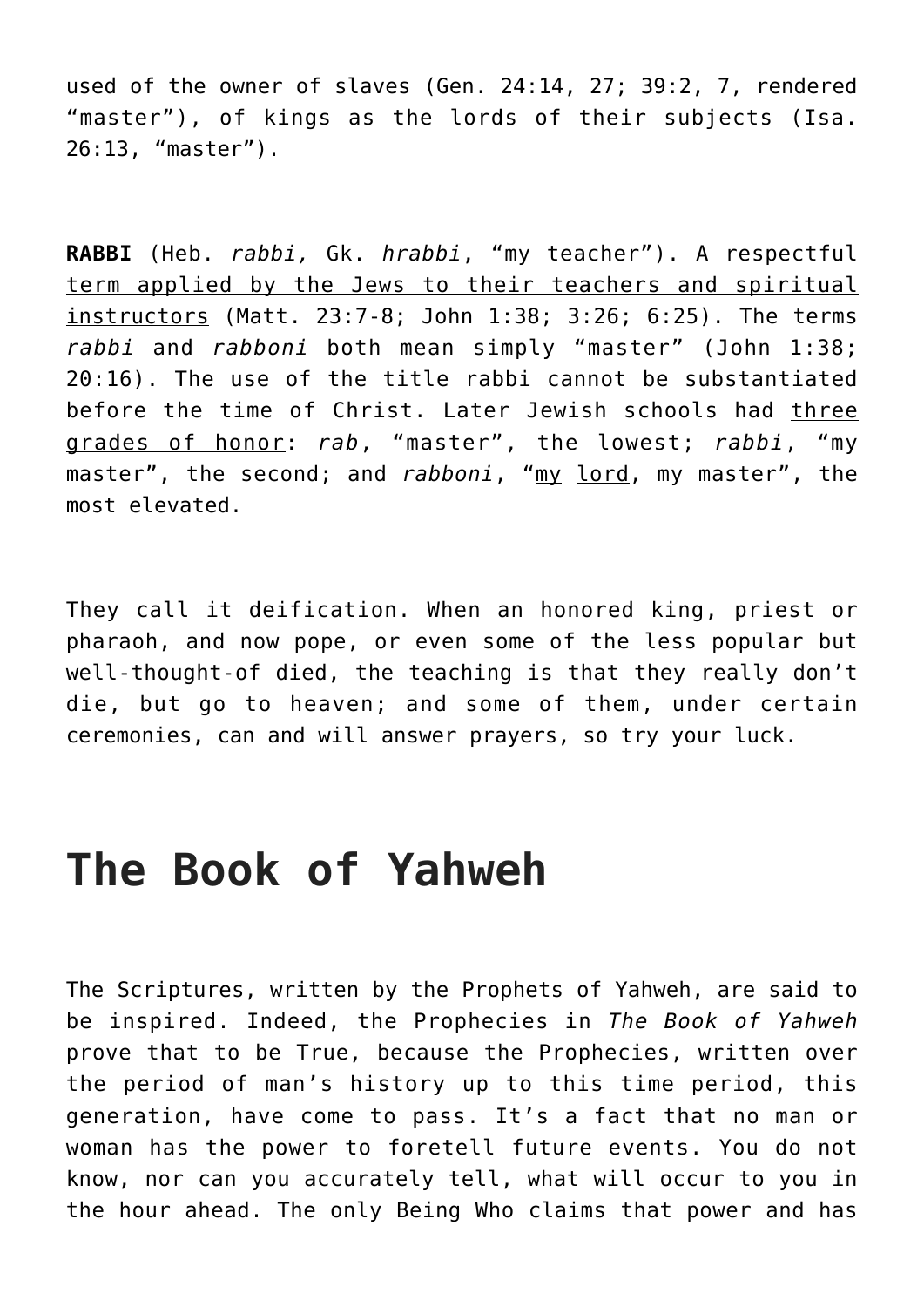used of the owner of slaves (Gen. 24:14, 27; 39:2, 7, rendered "master"), of kings as the lords of their subjects (Isa. 26:13, "master").

**RABBI** (Heb. *rabbi,* Gk. *hrabbi*, "my teacher"). A respectful term applied by the Jews to their teachers and spiritual instructors (Matt. 23:7-8; John 1:38; 3:26; 6:25). The terms *rabbi* and *rabboni* both mean simply "master" (John 1:38; 20:16). The use of the title rabbi cannot be substantiated before the time of Christ. Later Jewish schools had three grades of honor: *rab*, "master", the lowest; *rabbi*, "my master", the second; and *rabboni*, "my lord, my master", the most elevated.

They call it deification. When an honored king, priest or pharaoh, and now pope, or even some of the less popular but well-thought-of died, the teaching is that they really don't die, but go to heaven; and some of them, under certain ceremonies, can and will answer prayers, so try your luck.

# The Book of Yahweh

The Scriptures, written by the Prophets of Yahweh, are said to be inspired. Indeed, the Prophecies in *The Book of Yahweh* prove that to be True, because the Prophecies, written over the period of man's history up to this time period, this generation, have come to pass. It's a fact that no man or woman has the power to foretell future events. You do not know, nor can you accurately tell, what will occur to you in the hour ahead. The only Being Who claims that power and has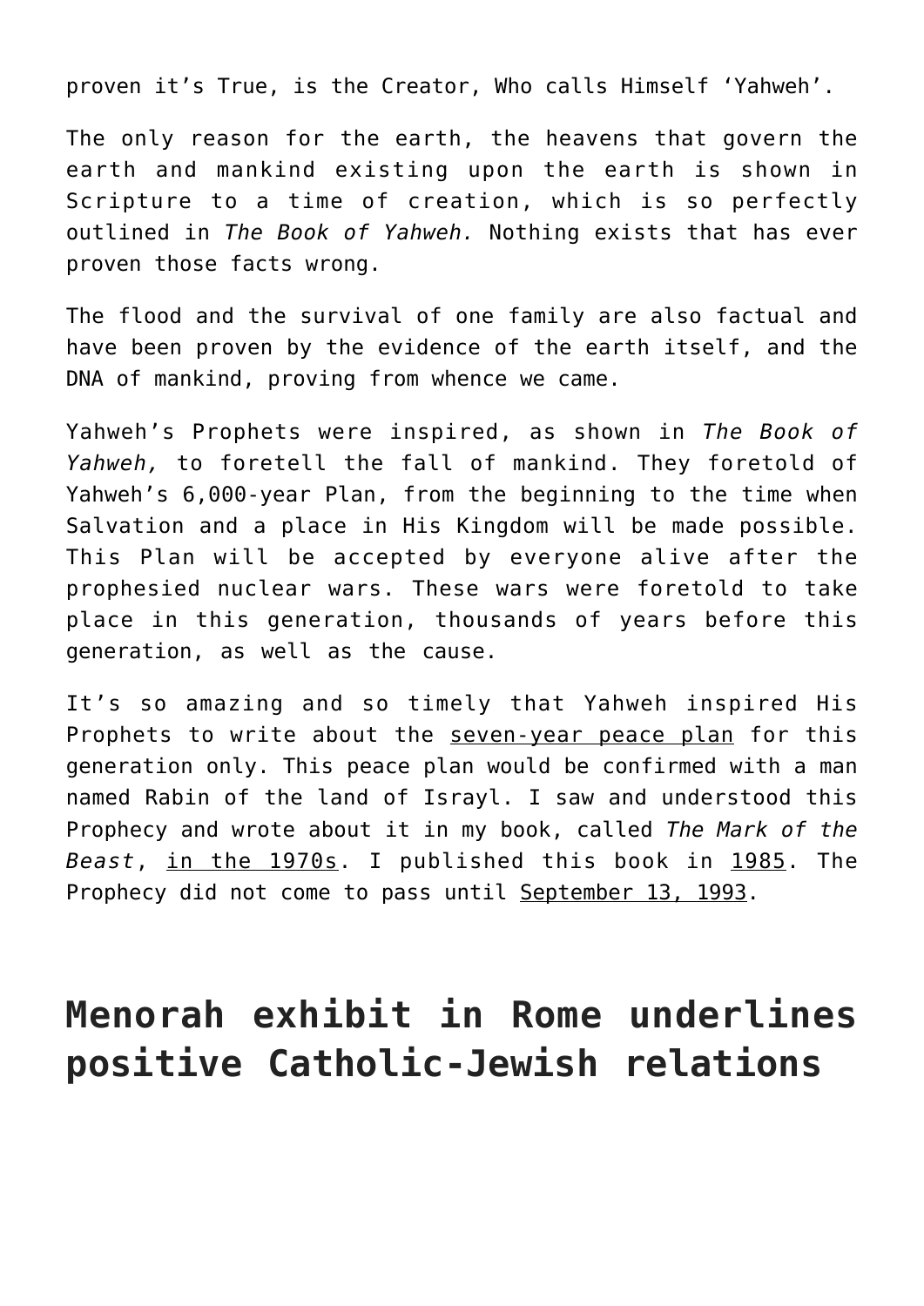proven it's True, is the Creator, Who calls Himself 'Yahweh'.

The only reason for the earth, the heavens that govern the earth and mankind existing upon the earth is shown in Scripture to a time of creation, which is so perfectly outlined in *The Book of Yahweh.* Nothing exists that has ever proven those facts wrong.

The flood and the survival of one family are also factual and have been proven by the evidence of the earth itself, and the DNA of mankind, proving from whence we came.

Yahweh's Prophets were inspired, as shown in *The Book of Yahweh,* to foretell the fall of mankind. They foretold of Yahweh's 6,000-year Plan, from the beginning to the time when Salvation and a place in His Kingdom will be made possible. This Plan will be accepted by everyone alive after the prophesied nuclear wars. These wars were foretold to take place in this generation, thousands of years before this generation, as well as the cause.

It's so amazing and so timely that Yahweh inspired His Prophets to write about the seven-year peace plan for this generation only. This peace plan would be confirmed with a man named Rabin of the land of Israyl. I saw and understood this Prophecy and wrote about it in my book, called *The Mark of the Beast*, in the 1970s. I published this book in 1985. The Prophecy did not come to pass until September 13, 1993.

# Menorah exhibit in Rome underlines positive Catholic-Jewish relations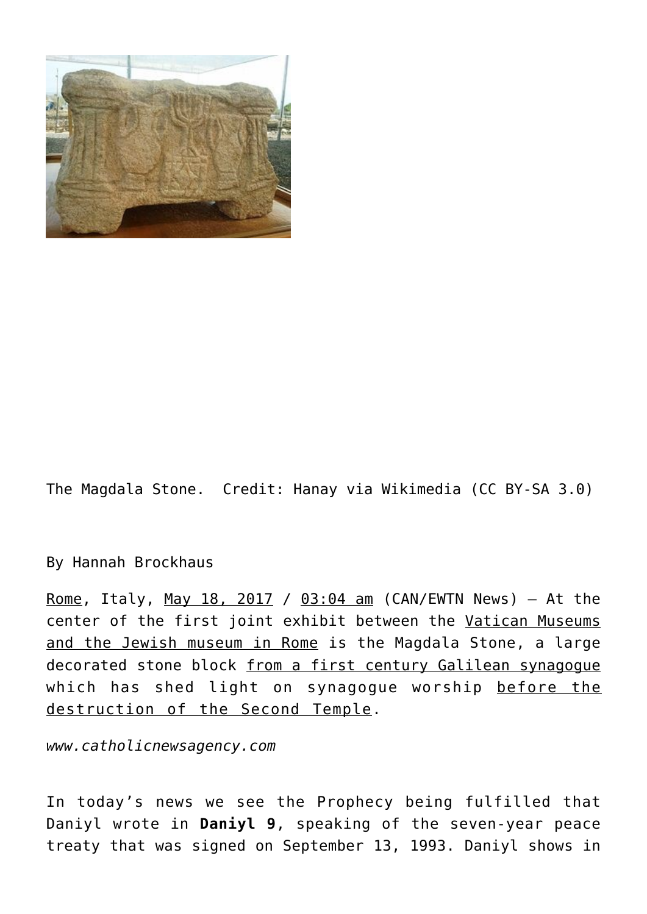The Magdala Stone.  Credit: Hanay via Wikimedia (CC BY-SA 3.0)

By Hannah Brockhaus

Rome, Italy, May 18, 2017 / 03:04 am (CAN/EWTN News) – At the center of the first joint exhibit between the Vatican Museums and the Jewish museum in Rome is the Magdala Stone, a large decorated stone block from a first century Galilean synagogue which has shed light on synagogue worship before the destruction of the Second Temple.

*www.catholicnewsagency.com*

In today's news we see the Prophecy being fulfilled that Daniyl wrote in **Daniyl 9**, speaking of the seven-year peace treaty that was signed on September 13, 1993. Daniyl shows in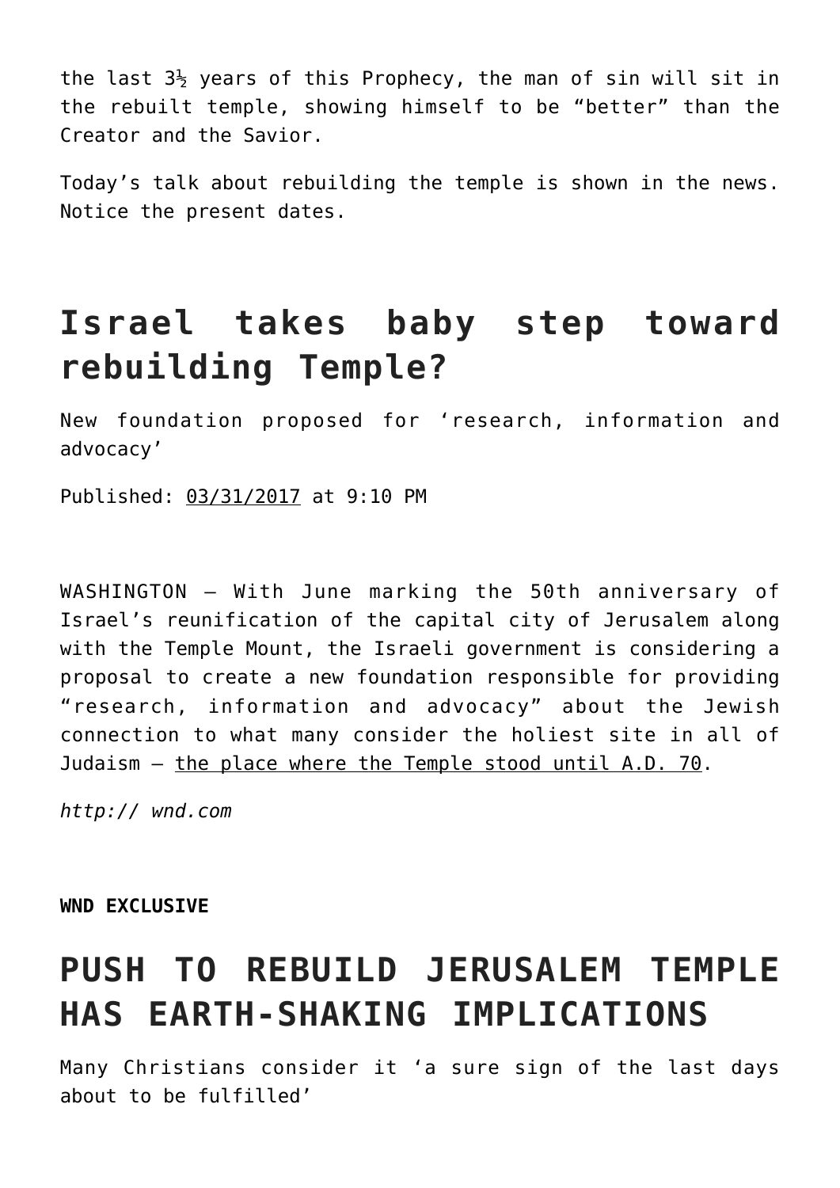the last 3½ years of this Prophecy, the man of sin will sit in the rebuilt temple, showing himself to be "better" than the Creator and the Savior.

Today's talk about rebuilding the temple is shown in the news. Notice the present dates.

## Israel takes baby step toward rebuilding Temple?

New foundation proposed for 'research, information and advocacy'

Published: 03/31/2017 at 9:10 PM

WASHINGTON – With June marking the 50th anniversary of Israel's reunification of the capital city of Jerusalem along with the Temple Mount, the Israeli government is considering a proposal to create a new foundation responsible for providing "research, information and advocacy" about the Jewish connection to what many consider the holiest site in all of Judaism – the place where the Temple stood until A.D. 70.

*http:// wnd.com*

**WND EXCLUSIVE**

## PUSH TO REBUILD JERUSALEM TEMPLE HAS EARTH-SHAKING IMPLICATIONS

Many Christians consider it 'a sure sign of the last days about to be fulfilled'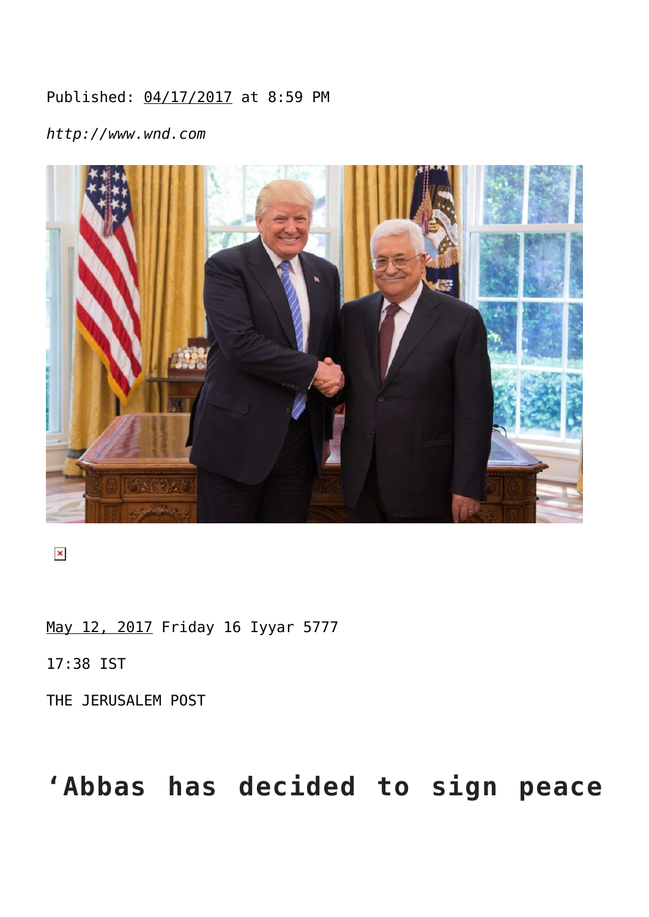Published: 04/17/2017 at 8:59 PM

*http://www.wnd.com*

May 12, 2017 Friday 16 Iyyar 5777

17:38 IST

THE JERUSALEM POST

# ‘Abbas has decided to sign peace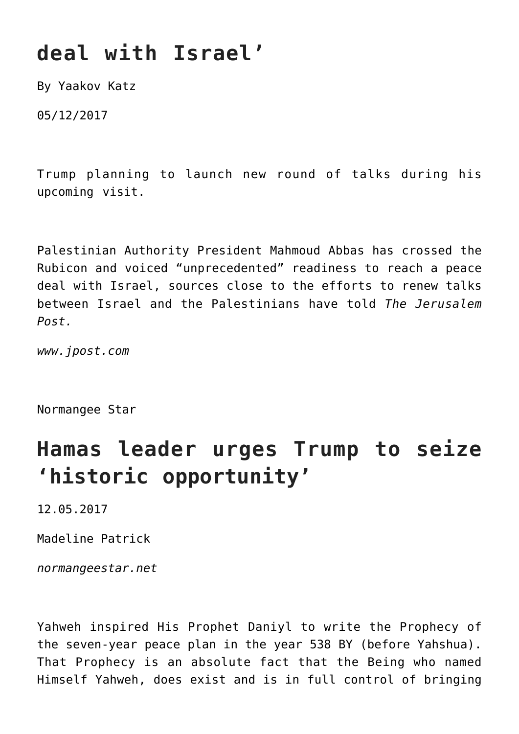## deal with Israel’

By Yaakov Katz

05/12/2017

Trump planning to launch new round of talks during his upcoming visit.

Palestinian Authority President Mahmoud Abbas has crossed the Rubicon and voiced “unprecedented” readiness to reach a peace deal with Israel, sources close to the efforts to renew talks between Israel and the Palestinians have told *The Jerusalem Post.*

*www.jpost.com*

Normangee Star

## Hamas leader urges Trump to seize ‘historic opportunity’

12.05.2017

Madeline Patrick

*normangeestar.net*

Yahweh inspired His Prophet Daniyl to write the Prophecy of the seven-year peace plan in the year 538 BY (before Yahshua). That Prophecy is an absolute fact that the Being who named Himself Yahweh, does exist and is in full control of bringing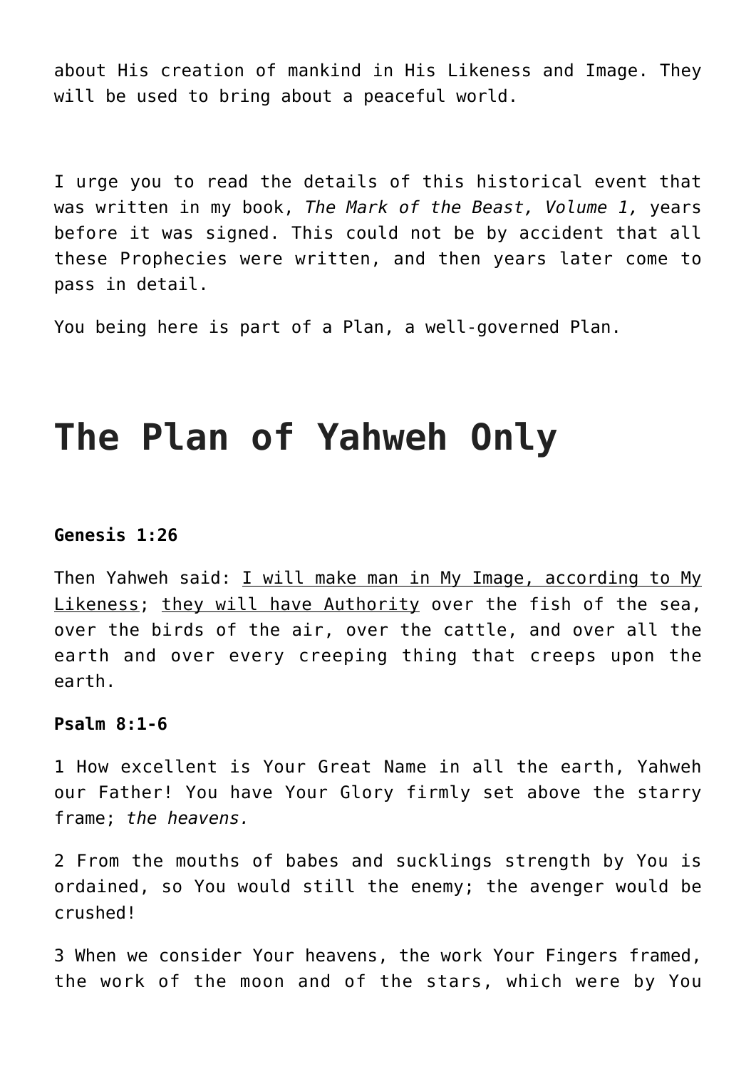about His creation of mankind in His Likeness and Image. They will be used to bring about a peaceful world.

I urge you to read the details of this historical event that was written in my book, *The Mark of the Beast, Volume 1,* years before it was signed. This could not be by accident that all these Prophecies were written, and then years later come to pass in detail.

You being here is part of a Plan, a well-governed Plan.

# The Plan of Yahweh Only

**Genesis 1:26**

Then Yahweh said: <u>I will make man in My Image, according to My Likeness</u>; <u>they will have Authority</u> over the fish of the sea, over the birds of the air, over the cattle, and over all the earth and over every creeping thing that creeps upon the earth.

**Psalm 8:1-6**

1 How excellent is Your Great Name in all the earth, Yahweh our Father! You have Your Glory firmly set above the starry frame; *the heavens.*

2 From the mouths of babes and sucklings strength by You is ordained, so You would still the enemy; the avenger would be crushed!

3 When we consider Your heavens, the work Your Fingers framed, the work of the moon and of the stars, which were by You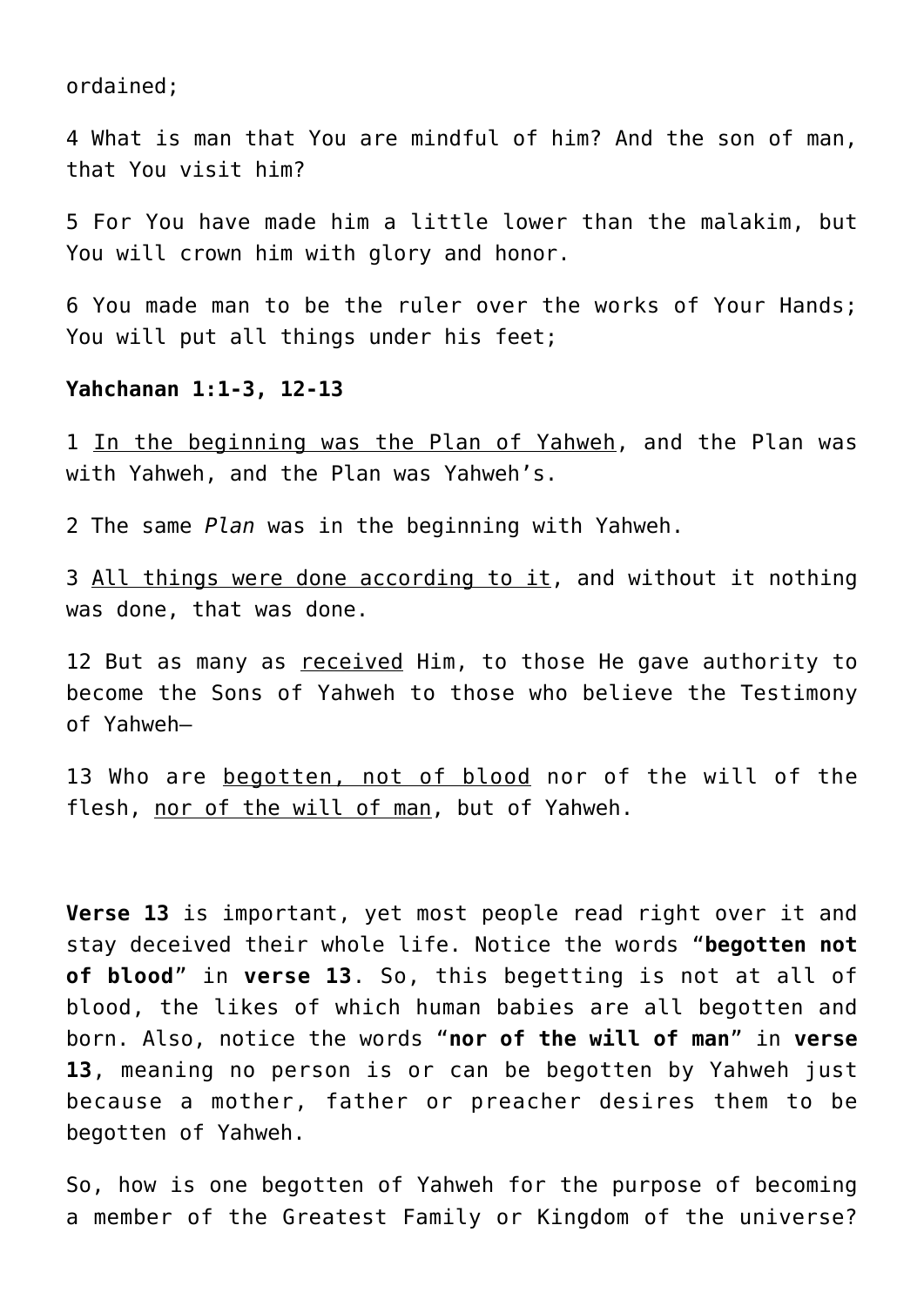ordained;

4 What is man that You are mindful of him? And the son of man, that You visit him?

5 For You have made him a little lower than the malakim, but You will crown him with glory and honor.

6 You made man to be the ruler over the works of Your Hands; You will put all things under his feet;

**Yahchanan 1:1-3, 12-13**

1 <u>In the beginning was the Plan of Yahweh</u>, and the Plan was with Yahweh, and the Plan was Yahweh's.

2 The same *Plan* was in the beginning with Yahweh.

3 <u>All things were done according to it</u>, and without it nothing was done, that was done.

12 But as many as <u>received</u> Him, to those He gave authority to become the Sons of Yahweh to those who believe the Testimony of Yahweh—

13 Who are <u>begotten, not of blood</u> nor of the will of the flesh, <u>nor of the will of man</u>, but of Yahweh.

**Verse 13** is important, yet most people read right over it and stay deceived their whole life. Notice the words "**begotten not of blood**" in **verse 13**. So, this begetting is not at all of blood, the likes of which human babies are all begotten and born. Also, notice the words "**nor of the will of man**" in **verse 13**, meaning no person is or can be begotten by Yahweh just because a mother, father or preacher desires them to be begotten of Yahweh.

So, how is one begotten of Yahweh for the purpose of becoming a member of the Greatest Family or Kingdom of the universe?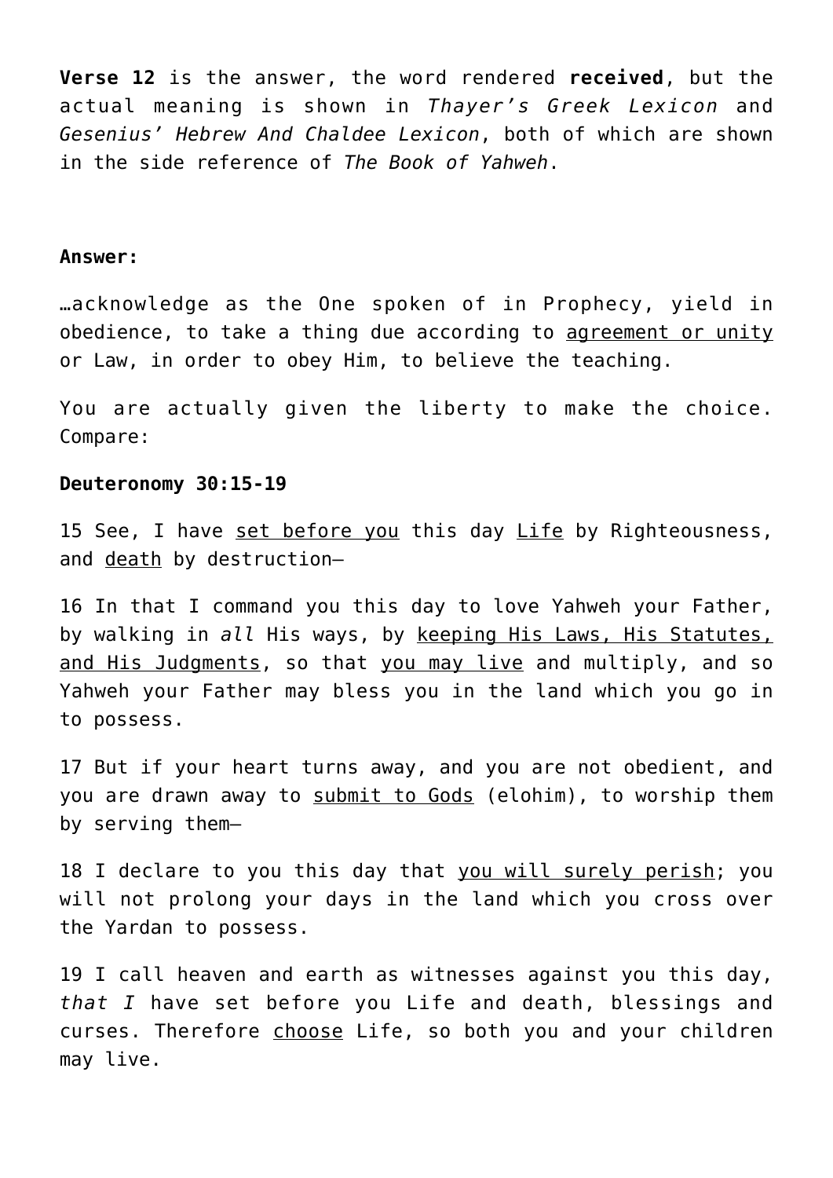**Verse 12** is the answer, the word rendered **received**, but the actual meaning is shown in *Thayer's Greek Lexicon* and *Gesenius' Hebrew And Chaldee Lexicon*, both of which are shown in the side reference of *The Book of Yahweh*.

**Answer:**

…acknowledge as the One spoken of in Prophecy, yield in obedience, to take a thing due according to <u>agreement or unity</u> or Law, in order to obey Him, to believe the teaching.

You are actually given the liberty to make the choice. Compare:

**Deuteronomy 30:15-19**

15 See, I have <u>set before you</u> this day <u>Life</u> by Righteousness, and <u>death</u> by destruction—

16 In that I command you this day to love Yahweh your Father, by walking in *all* His ways, by <u>keeping His Laws, His Statutes, and His Judgments</u>, so that <u>you may live</u> and multiply, and so Yahweh your Father may bless you in the land which you go in to possess.

17 But if your heart turns away, and you are not obedient, and you are drawn away to <u>submit to Gods</u> (elohim), to worship them by serving them—

18 I declare to you this day that <u>you will surely perish</u>; you will not prolong your days in the land which you cross over the Yardan to possess.

19 I call heaven and earth as witnesses against you this day, *that I* have set before you Life and death, blessings and curses. Therefore <u>choose</u> Life, so both you and your children may live.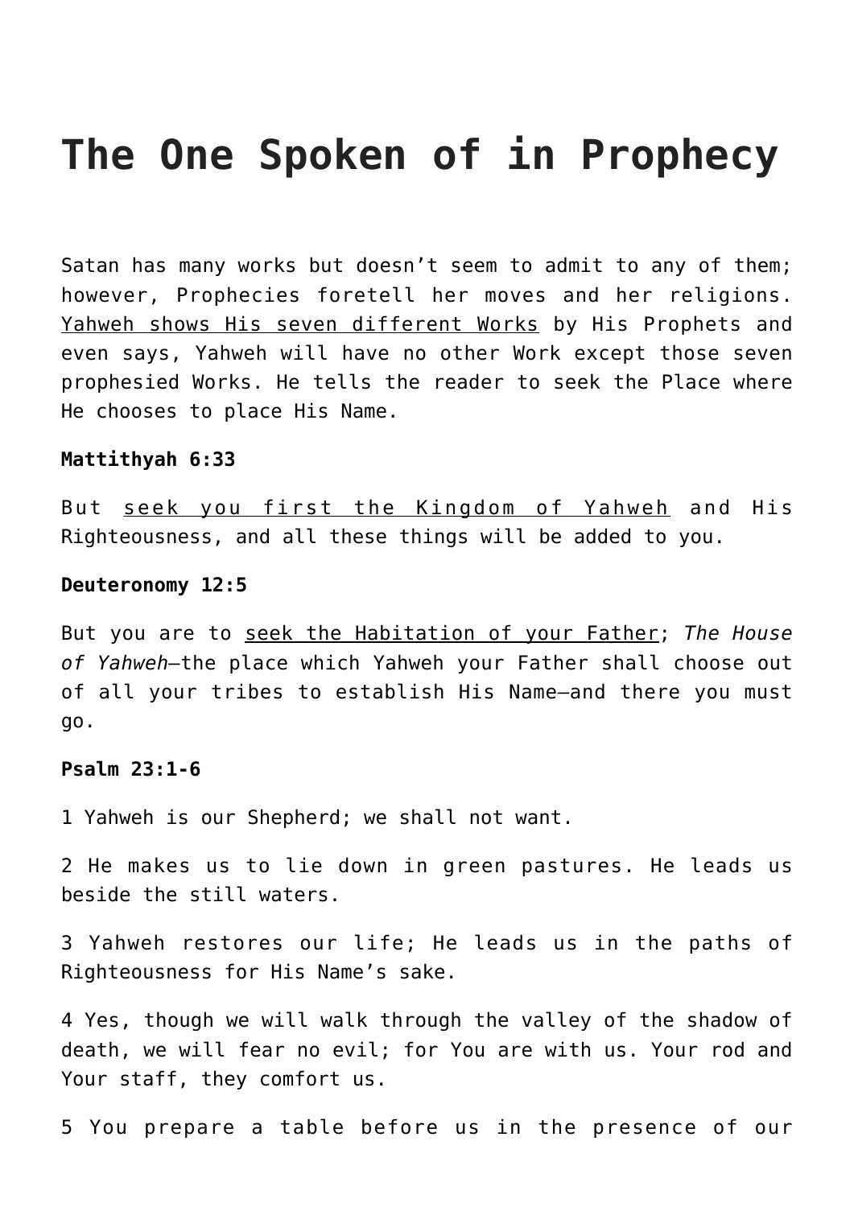# The One Spoken of in Prophecy

Satan has many works but doesn’t seem to admit to any of them; however, Prophecies foretell her moves and her religions. <u>Yahweh shows His seven different Works</u> by His Prophets and even says, Yahweh will have no other Work except those seven prophesied Works. He tells the reader to seek the Place where He chooses to place His Name.

**Mattithyah 6:33**

But <u>seek you first the Kingdom of Yahweh</u> and His Righteousness, and all these things will be added to you.

**Deuteronomy 12:5**

But you are to <u>seek the Habitation of your Father</u>; *The House of Yahweh*—the place which Yahweh your Father shall choose out of all your tribes to establish His Name—and there you must go.

**Psalm 23:1-6**

1 Yahweh is our Shepherd; we shall not want.

2 He makes us to lie down in green pastures. He leads us beside the still waters.

3 Yahweh restores our life; He leads us in the paths of Righteousness for His Name’s sake.

4 Yes, though we will walk through the valley of the shadow of death, we will fear no evil; for You are with us. Your rod and Your staff, they comfort us.

5 You prepare a table before us in the presence of our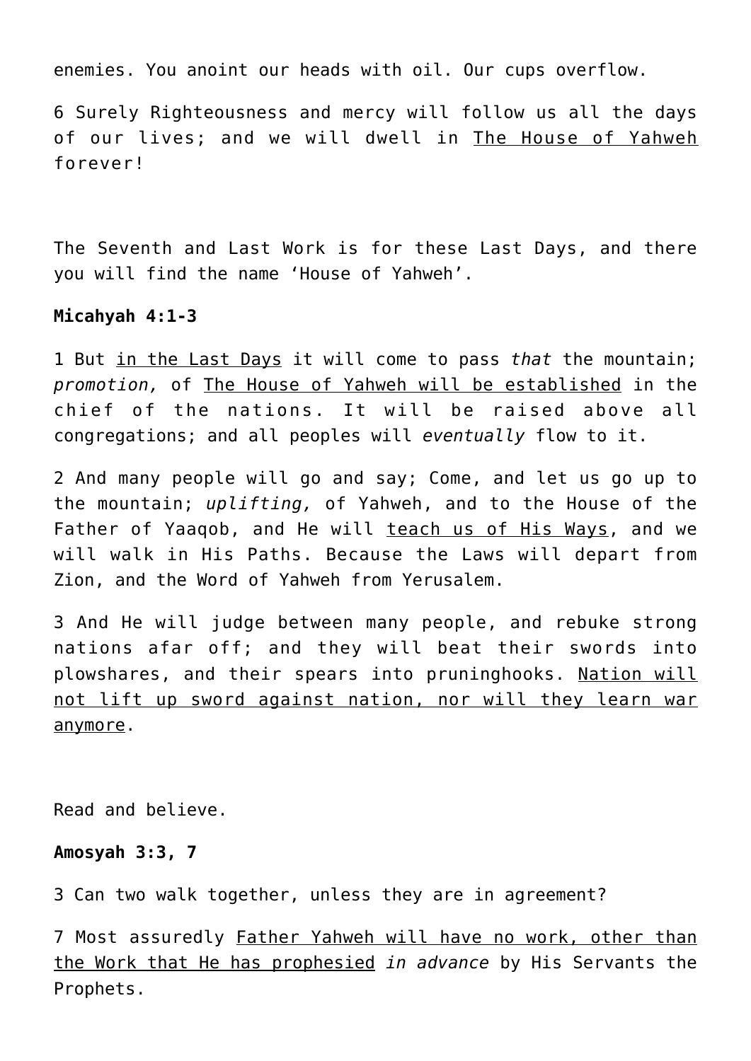enemies. You anoint our heads with oil. Our cups overflow.

6 Surely Righteousness and mercy will follow us all the days of our lives; and we will dwell in <u>The House of Yahweh</u> forever!

The Seventh and Last Work is for these Last Days, and there you will find the name 'House of Yahweh'.

**Micahyah 4:1-3**

1 But <u>in the Last Days</u> it will come to pass *that* the mountain; *promotion,* of <u>The House of Yahweh will be established</u> in the chief of the nations. It will be raised above all congregations; and all peoples will *eventually* flow to it.

2 And many people will go and say; Come, and let us go up to the mountain; *uplifting,* of Yahweh, and to the House of the Father of Yaaqob, and He will <u>teach us of His Ways</u>, and we will walk in His Paths. Because the Laws will depart from Zion, and the Word of Yahweh from Yerusalem.

3 And He will judge between many people, and rebuke strong nations afar off; and they will beat their swords into plowshares, and their spears into pruninghooks. <u>Nation will not lift up sword against nation, nor will they learn war anymore</u>.

Read and believe.

**Amosyah 3:3, 7**

3 Can two walk together, unless they are in agreement?

7 Most assuredly <u>Father Yahweh will have no work, other than the Work that He has prophesied</u> *in advance* by His Servants the Prophets.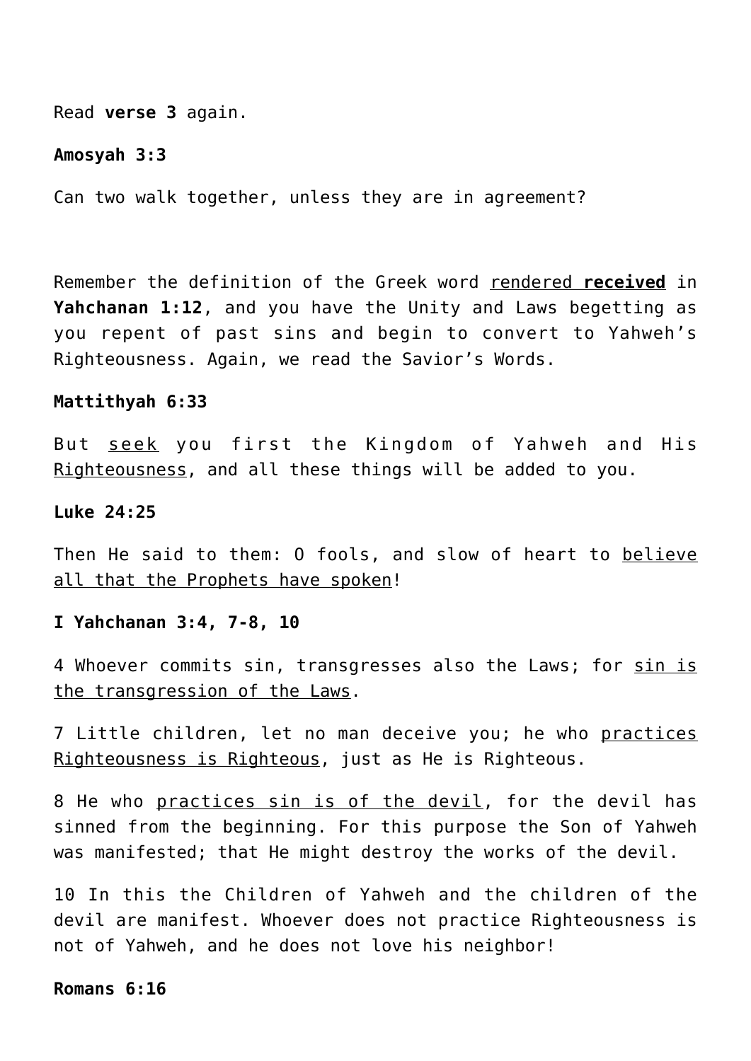Read **verse 3** again.

**Amosyah 3:3**

Can two walk together, unless they are in agreement?

Remember the definition of the Greek word <u>rendered **received**</u> in **Yahchanan 1:12**, and you have the Unity and Laws begetting as you repent of past sins and begin to convert to Yahweh's Righteousness. Again, we read the Savior's Words.

**Mattithyah 6:33**

But <u>seek</u> you first the Kingdom of Yahweh and His <u>Righteousness</u>, and all these things will be added to you.

**Luke 24:25**

Then He said to them: O fools, and slow of heart to <u>believe all that the Prophets have spoken</u>!

**I Yahchanan 3:4, 7-8, 10**

4 Whoever commits sin, transgresses also the Laws; for <u>sin is the transgression of the Laws</u>.

7 Little children, let no man deceive you; he who <u>practices Righteousness is Righteous</u>, just as He is Righteous.

8 He who <u>practices sin is of the devil</u>, for the devil has sinned from the beginning. For this purpose the Son of Yahweh was manifested; that He might destroy the works of the devil.

10 In this the Children of Yahweh and the children of the devil are manifest. Whoever does not practice Righteousness is not of Yahweh, and he does not love his neighbor!

**Romans 6:16**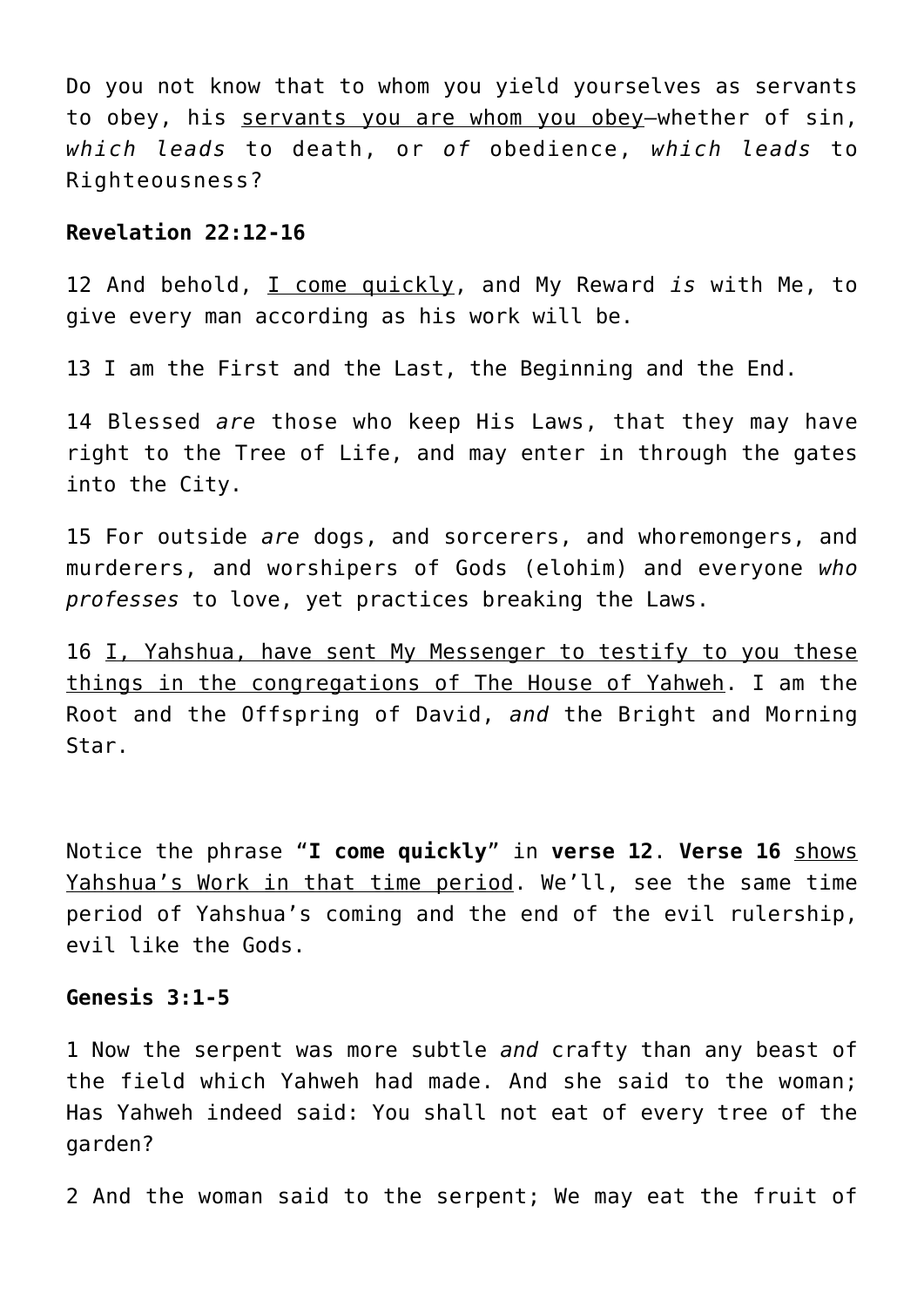Do you not know that to whom you yield yourselves as servants to obey, his <u>servants you are whom you obey</u>—whether of sin, *which leads* to death, or *of* obedience, *which leads* to Righteousness?

**Revelation 22:12-16**

12 And behold, <u>I come quickly</u>, and My Reward *is* with Me, to give every man according as his work will be.

13 I am the First and the Last, the Beginning and the End.

14 Blessed *are* those who keep His Laws, that they may have right to the Tree of Life, and may enter in through the gates into the City.

15 For outside *are* dogs, and sorcerers, and whoremongers, and murderers, and worshipers of Gods (elohim) and everyone *who professes* to love, yet practices breaking the Laws.

16 <u>I, Yahshua, have sent My Messenger to testify to you these things in the congregations of The House of Yahweh</u>. I am the Root and the Offspring of David, *and* the Bright and Morning Star.

Notice the phrase "**I come quickly**" in **verse 12**. **Verse 16** <u>shows Yahshua's Work in that time period</u>. We'll, see the same time period of Yahshua's coming and the end of the evil rulership, evil like the Gods.

**Genesis 3:1-5**

1 Now the serpent was more subtle *and* crafty than any beast of the field which Yahweh had made. And she said to the woman; Has Yahweh indeed said: You shall not eat of every tree of the garden?

2 And the woman said to the serpent; We may eat the fruit of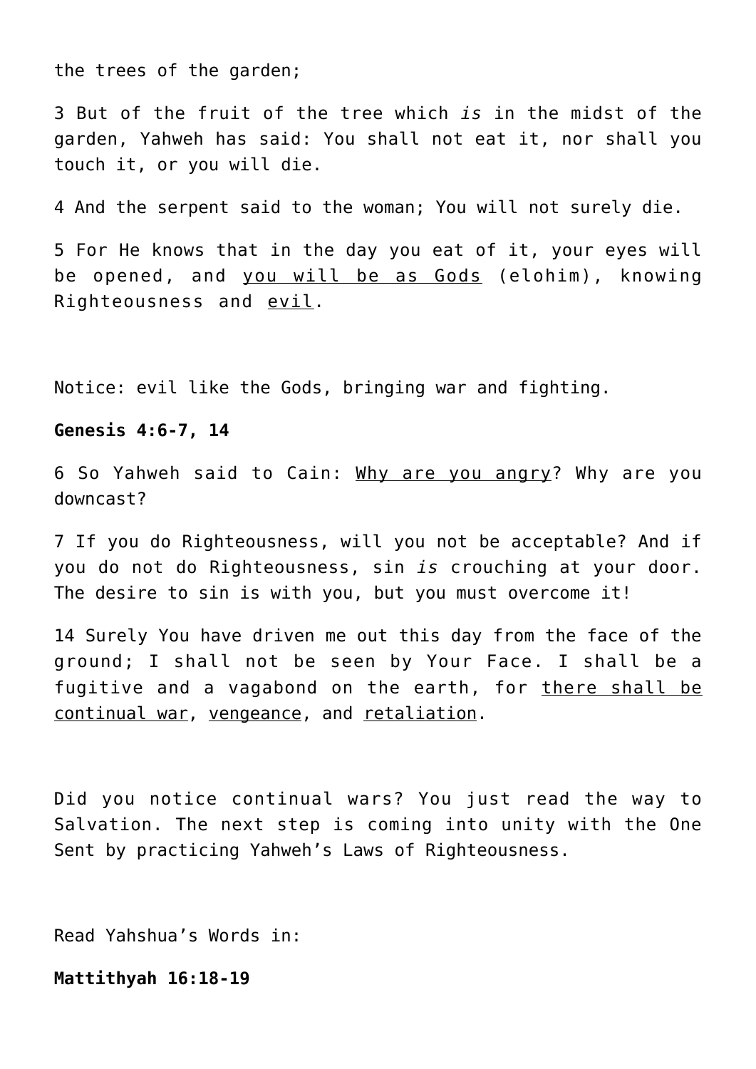the trees of the garden;

3 But of the fruit of the tree which *is* in the midst of the garden, Yahweh has said: You shall not eat it, nor shall you touch it, or you will die.

4 And the serpent said to the woman; You will not surely die.

5 For He knows that in the day you eat of it, your eyes will be opened, and <u>you will be as Gods</u> (elohim), knowing Righteousness and <u>evil</u>.

Notice: evil like the Gods, bringing war and fighting.

**Genesis 4:6-7, 14**

6 So Yahweh said to Cain: <u>Why are you angry</u>? Why are you downcast?

7 If you do Righteousness, will you not be acceptable? And if you do not do Righteousness, sin *is* crouching at your door. The desire to sin is with you, but you must overcome it!

14 Surely You have driven me out this day from the face of the ground; I shall not be seen by Your Face. I shall be a fugitive and a vagabond on the earth, for <u>there shall be continual war</u>, <u>vengeance</u>, and <u>retaliation</u>.

Did you notice continual wars? You just read the way to Salvation. The next step is coming into unity with the One Sent by practicing Yahweh's Laws of Righteousness.

Read Yahshua's Words in:

**Mattithyah 16:18-19**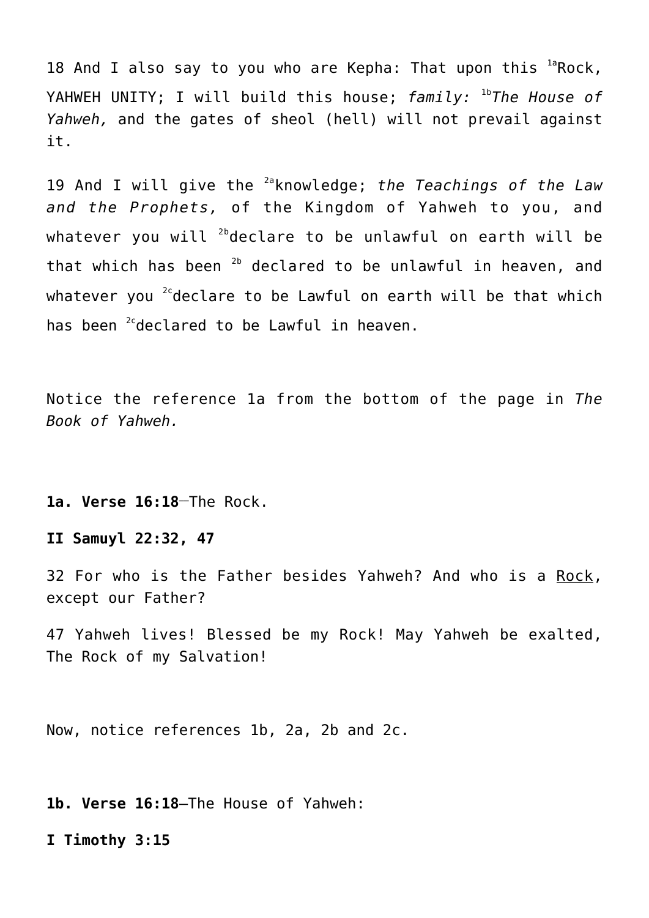18 And I also say to you who are Kepha: That upon this [1a]Rock, YAHWEH UNITY; I will build this house; *family:* [1b]*The House of Yahweh,* and the gates of sheol (hell) will not prevail against it.

19 And I will give the [2a]knowledge; *the Teachings of the Law and the Prophets,* of the Kingdom of Yahweh to you, and whatever you will [2b]declare to be unlawful on earth will be that which has been [2b] declared to be unlawful in heaven, and whatever you [2c]declare to be Lawful on earth will be that which has been [2c]declared to be Lawful in heaven.

Notice the reference 1a from the bottom of the page in *The Book of Yahweh.*

**1a. Verse 16:18**—The Rock.

**II Samuyl 22:32, 47**

32 For who is the Father besides Yahweh? And who is a <u>Rock</u>, except our Father?

47 Yahweh lives! Blessed be my Rock! May Yahweh be exalted, The Rock of my Salvation!

Now, notice references 1b, 2a, 2b and 2c.

**1b. Verse 16:18**–The House of Yahweh:

**I Timothy 3:15**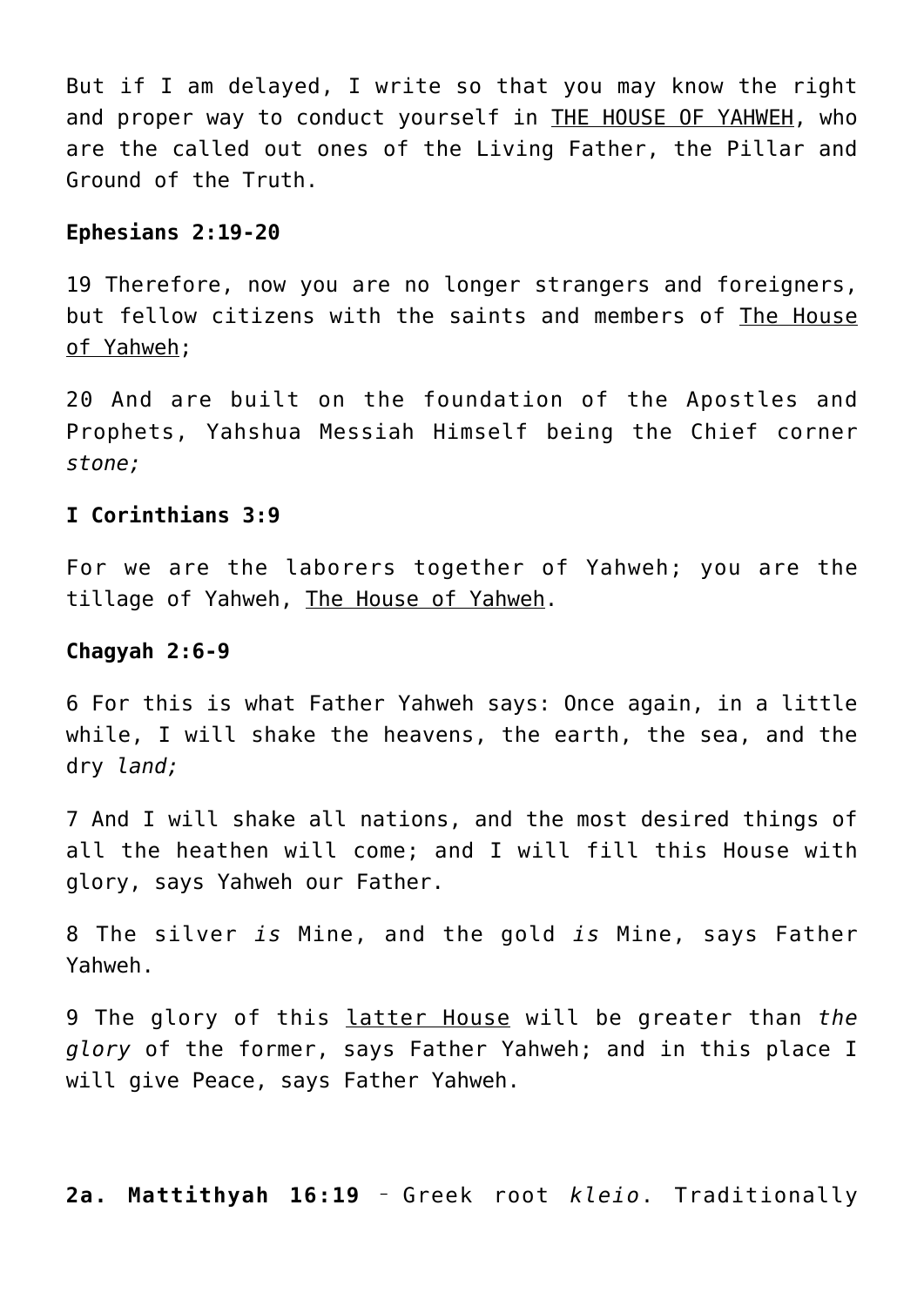But if I am delayed, I write so that you may know the right and proper way to conduct yourself in <u>THE HOUSE OF YAHWEH</u>, who are the called out ones of the Living Father, the Pillar and Ground of the Truth.

**Ephesians 2:19-20**

19 Therefore, now you are no longer strangers and foreigners, but fellow citizens with the saints and members of <u>The House of Yahweh</u>;

20 And are built on the foundation of the Apostles and Prophets, Yahshua Messiah Himself being the Chief corner *stone;*

**I Corinthians 3:9**

For we are the laborers together of Yahweh; you are the tillage of Yahweh, <u>The House of Yahweh</u>.

**Chagyah 2:6-9**

6 For this is what Father Yahweh says: Once again, in a little while, I will shake the heavens, the earth, the sea, and the dry *land;*

7 And I will shake all nations, and the most desired things of all the heathen will come; and I will fill this House with glory, says Yahweh our Father.

8 The silver *is* Mine, and the gold *is* Mine, says Father Yahweh.

9 The glory of this <u>latter House</u> will be greater than *the glory* of the former, says Father Yahweh; and in this place I will give Peace, says Father Yahweh.

**2a. Mattithyah 16:19** – Greek root *kleio*. Traditionally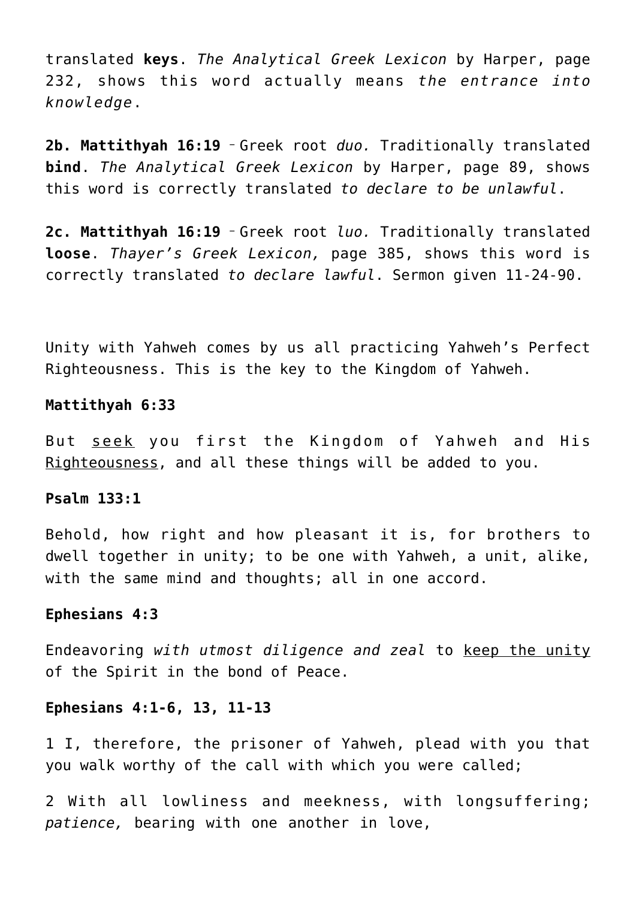translated **keys**. *The Analytical Greek Lexicon* by Harper, page 232, shows this word actually means *the entrance into knowledge*.

**2b. Mattithyah 16:19** – Greek root *duo.* Traditionally translated **bind**. *The Analytical Greek Lexicon* by Harper, page 89, shows this word is correctly translated *to declare to be unlawful*.

**2c. Mattithyah 16:19** – Greek root *luo.* Traditionally translated **loose**. *Thayer's Greek Lexicon,* page 385, shows this word is correctly translated *to declare lawful*. Sermon given 11-24-90.

Unity with Yahweh comes by us all practicing Yahweh's Perfect Righteousness. This is the key to the Kingdom of Yahweh.

**Mattithyah 6:33**

But <u>seek</u> you first the Kingdom of Yahweh and His <u>Righteousness</u>, and all these things will be added to you.

**Psalm 133:1**

Behold, how right and how pleasant it is, for brothers to dwell together in unity; to be one with Yahweh, a unit, alike, with the same mind and thoughts; all in one accord.

**Ephesians 4:3**

Endeavoring *with utmost diligence and zeal* to <u>keep the unity</u> of the Spirit in the bond of Peace.

**Ephesians 4:1-6, 13, 11-13**

1 I, therefore, the prisoner of Yahweh, plead with you that you walk worthy of the call with which you were called;

2 With all lowliness and meekness, with longsuffering; *patience,* bearing with one another in love,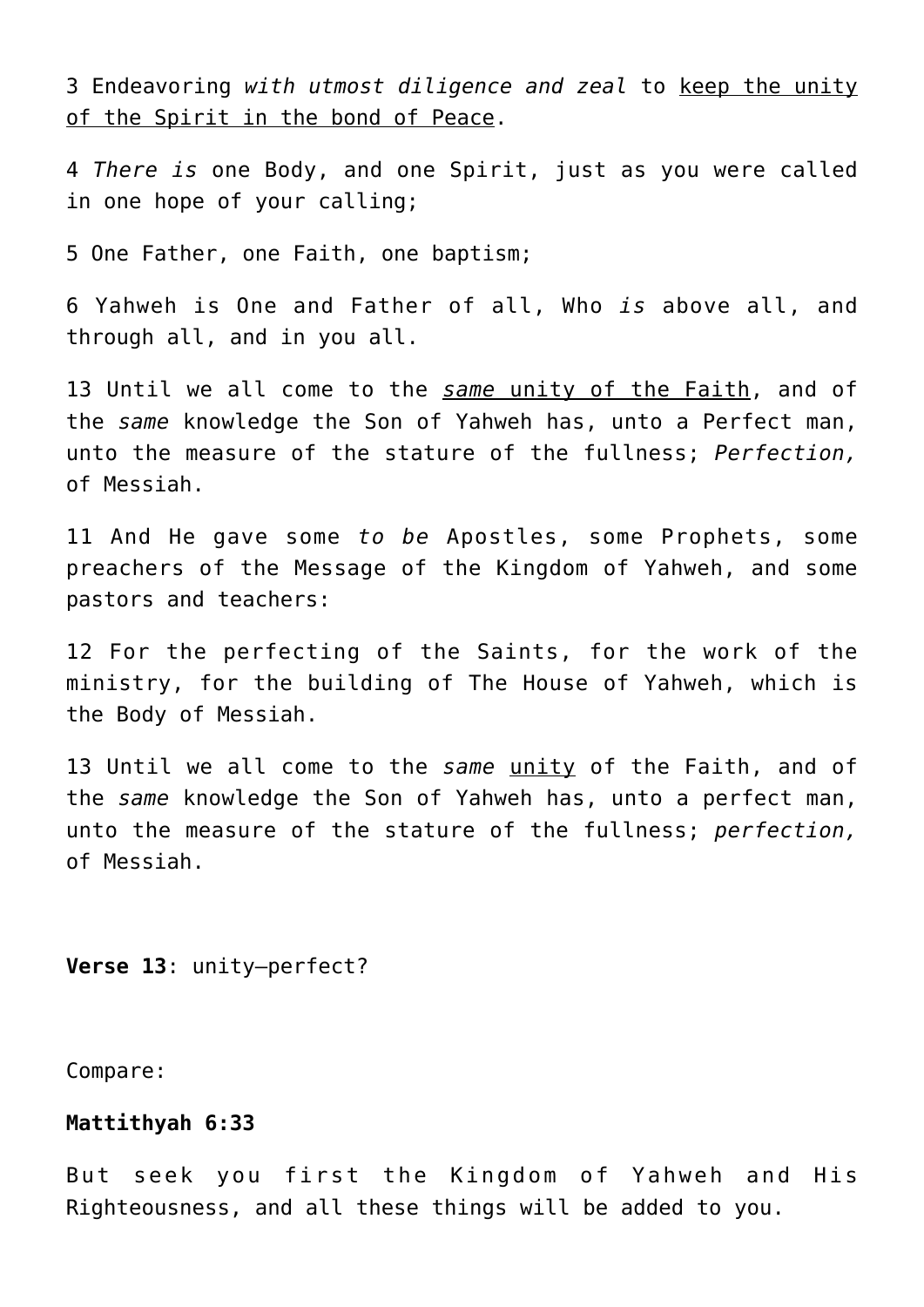3 Endeavoring *with utmost diligence and zeal* to <u>keep the unity of the Spirit in the bond of Peace</u>.

4 *There is* one Body, and one Spirit, just as you were called in one hope of your calling;

5 One Father, one Faith, one baptism;

6 Yahweh is One and Father of all, Who *is* above all, and through all, and in you all.

13 Until we all come to the <u>*same* unity of the Faith</u>, and of the *same* knowledge the Son of Yahweh has, unto a Perfect man, unto the measure of the stature of the fullness; *Perfection,* of Messiah.

11 And He gave some *to be* Apostles, some Prophets, some preachers of the Message of the Kingdom of Yahweh, and some pastors and teachers:

12 For the perfecting of the Saints, for the work of the ministry, for the building of The House of Yahweh, which is the Body of Messiah.

13 Until we all come to the *same* <u>unity</u> of the Faith, and of the *same* knowledge the Son of Yahweh has, unto a perfect man, unto the measure of the stature of the fullness; *perfection,* of Messiah.

**Verse 13**: unity—perfect?

Compare:

**Mattithyah 6:33**

But seek you first the Kingdom of Yahweh and His Righteousness, and all these things will be added to you.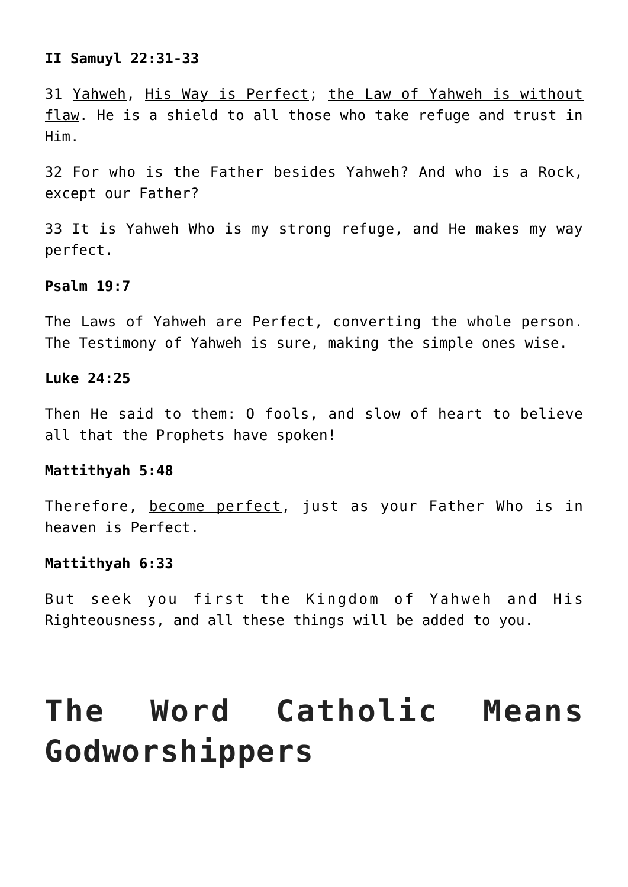**II Samuyl 22:31-33**

31 Yahweh, His Way is Perfect; the Law of Yahweh is without flaw. He is a shield to all those who take refuge and trust in Him.

32 For who is the Father besides Yahweh? And who is a Rock, except our Father?

33 It is Yahweh Who is my strong refuge, and He makes my way perfect.

**Psalm 19:7**

The Laws of Yahweh are Perfect, converting the whole person. The Testimony of Yahweh is sure, making the simple ones wise.

**Luke 24:25**

Then He said to them: O fools, and slow of heart to believe all that the Prophets have spoken!

**Mattithyah 5:48**

Therefore, become perfect, just as your Father Who is in heaven is Perfect.

**Mattithyah 6:33**

But seek you first the Kingdom of Yahweh and His Righteousness, and all these things will be added to you.

# The Word Catholic Means Godworshippers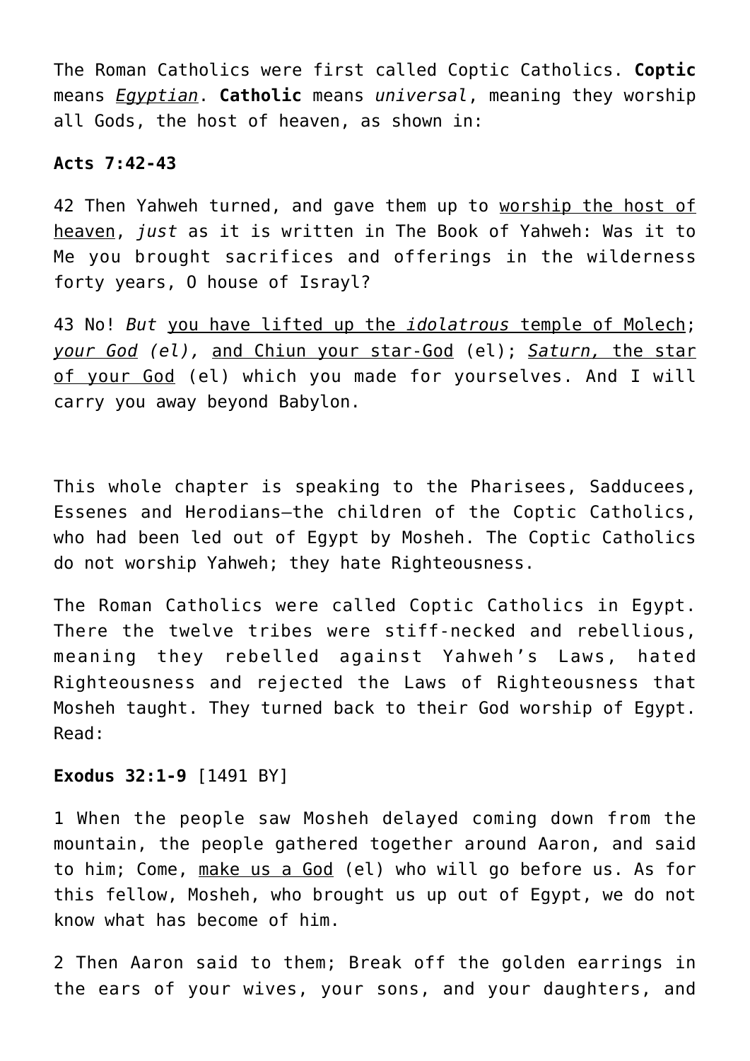The Roman Catholics were first called Coptic Catholics. **Coptic** means *Egyptian*. **Catholic** means *universal*, meaning they worship all Gods, the host of heaven, as shown in:

**Acts 7:42-43**

42 Then Yahweh turned, and gave them up to worship the host of heaven, *just* as it is written in The Book of Yahweh: Was it to Me you brought sacrifices and offerings in the wilderness forty years, O house of Israyl?

43 No! *But* you have lifted up the *idolatrous* temple of Molech; *your God (el),* and Chiun your star-God (el); *Saturn,* the star of your God (el) which you made for yourselves. And I will carry you away beyond Babylon.

This whole chapter is speaking to the Pharisees, Sadducees, Essenes and Herodians—the children of the Coptic Catholics, who had been led out of Egypt by Mosheh. The Coptic Catholics do not worship Yahweh; they hate Righteousness.

The Roman Catholics were called Coptic Catholics in Egypt. There the twelve tribes were stiff-necked and rebellious, meaning they rebelled against Yahweh's Laws, hated Righteousness and rejected the Laws of Righteousness that Mosheh taught. They turned back to their God worship of Egypt. Read:

**Exodus 32:1-9** [1491 BY]

1 When the people saw Mosheh delayed coming down from the mountain, the people gathered together around Aaron, and said to him; Come, make us a God (el) who will go before us. As for this fellow, Mosheh, who brought us up out of Egypt, we do not know what has become of him.

2 Then Aaron said to them; Break off the golden earrings in the ears of your wives, your sons, and your daughters, and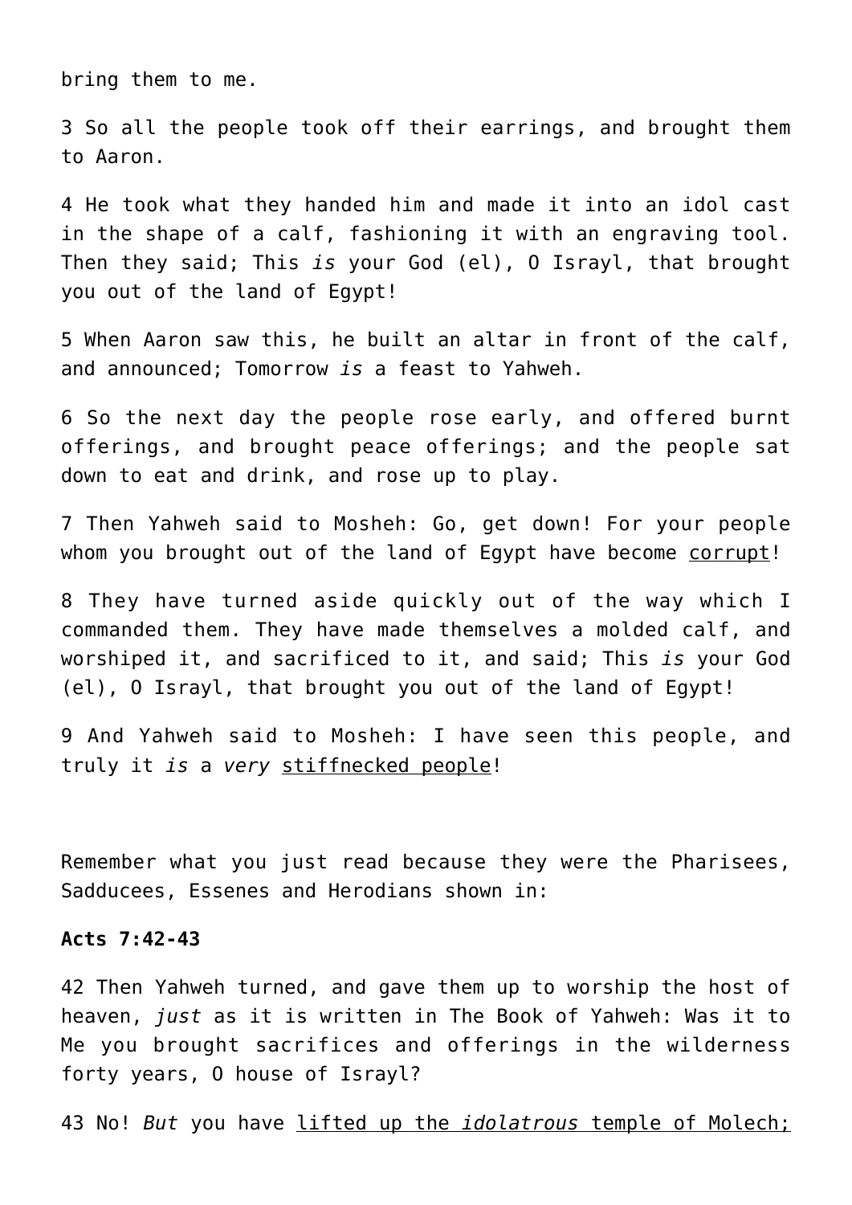bring them to me.

3 So all the people took off their earrings, and brought them to Aaron.

4 He took what they handed him and made it into an idol cast in the shape of a calf, fashioning it with an engraving tool. Then they said; This *is* your God (el), O Israyl, that brought you out of the land of Egypt!

5 When Aaron saw this, he built an altar in front of the calf, and announced; Tomorrow *is* a feast to Yahweh.

6 So the next day the people rose early, and offered burnt offerings, and brought peace offerings; and the people sat down to eat and drink, and rose up to play.

7 Then Yahweh said to Mosheh: Go, get down! For your people whom you brought out of the land of Egypt have become <u>corrupt</u>!

8 They have turned aside quickly out of the way which I commanded them. They have made themselves a molded calf, and worshiped it, and sacrificed to it, and said; This *is* your God (el), O Israyl, that brought you out of the land of Egypt!

9 And Yahweh said to Mosheh: I have seen this people, and truly it *is* a *very* <u>stiffnecked people</u>!

Remember what you just read because they were the Pharisees, Sadducees, Essenes and Herodians shown in:

**Acts 7:42-43**

42 Then Yahweh turned, and gave them up to worship the host of heaven, *just* as it is written in The Book of Yahweh: Was it to Me you brought sacrifices and offerings in the wilderness forty years, O house of Israyl?

43 No! *But* you have <u>lifted up the *idolatrous* temple of Molech;</u>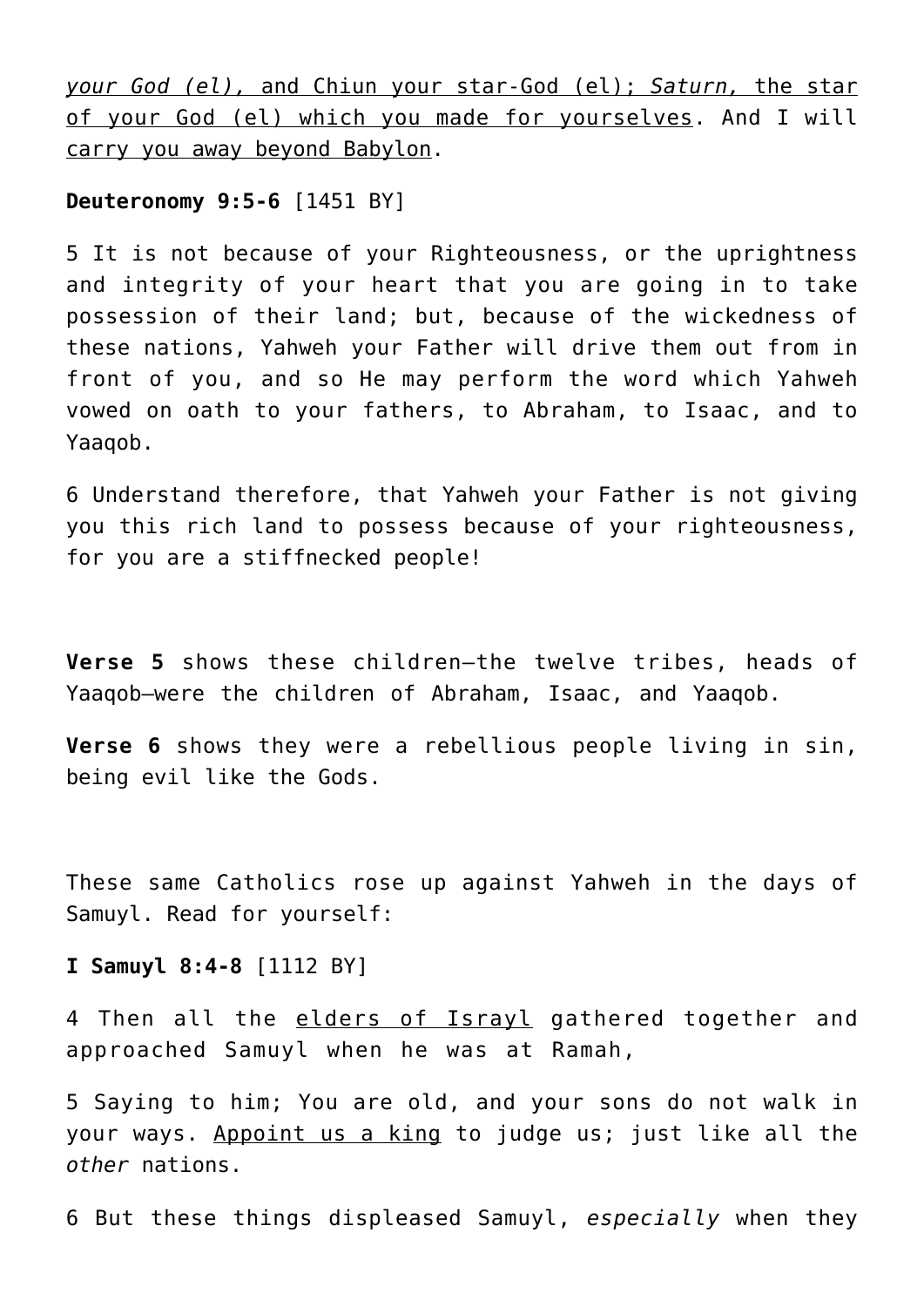*your God (el),* <u>and Chiun your star-God (el);</u> *Saturn,* <u>the star of your God (el) which you made for yourselves</u>. And I will <u>carry you away beyond Babylon</u>.

**Deuteronomy 9:5-6** [1451 BY]

5 It is not because of your Righteousness, or the uprightness and integrity of your heart that you are going in to take possession of their land; but, because of the wickedness of these nations, Yahweh your Father will drive them out from in front of you, and so He may perform the word which Yahweh vowed on oath to your fathers, to Abraham, to Isaac, and to Yaaqob.

6 Understand therefore, that Yahweh your Father is not giving you this rich land to possess because of your righteousness, for you are a stiffnecked people!

**Verse 5** shows these children—the twelve tribes, heads of Yaaqob—were the children of Abraham, Isaac, and Yaaqob.

**Verse 6** shows they were a rebellious people living in sin, being evil like the Gods.

These same Catholics rose up against Yahweh in the days of Samuyl. Read for yourself:

**I Samuyl 8:4-8** [1112 BY]

4 Then all the <u>elders of Israyl</u> gathered together and approached Samuyl when he was at Ramah,

5 Saying to him; You are old, and your sons do not walk in your ways. <u>Appoint us a king</u> to judge us; just like all the *other* nations.

6 But these things displeased Samuyl, *especially* when they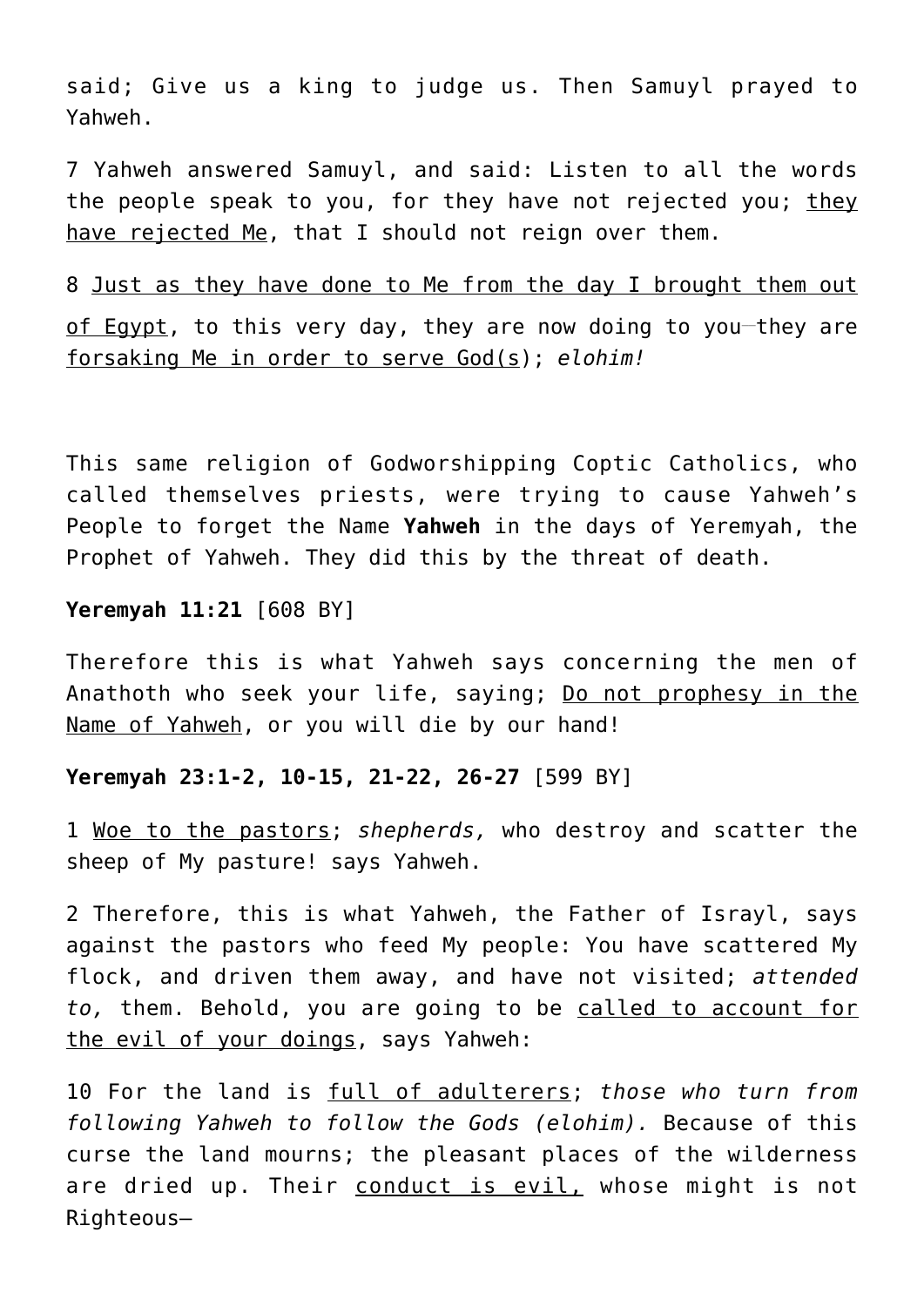said; Give us a king to judge us. Then Samuyl prayed to Yahweh.

7 Yahweh answered Samuyl, and said: Listen to all the words the people speak to you, for they have not rejected you; <u>they have rejected Me</u>, that I should not reign over them.

8 <u>Just as they have done to Me from the day I brought them out of Egypt</u>, to this very day, they are now doing to you—they are <u>forsaking Me in order to serve God(s)</u>; *elohim!*

This same religion of Godworshipping Coptic Catholics, who called themselves priests, were trying to cause Yahweh's People to forget the Name **Yahweh** in the days of Yeremyah, the Prophet of Yahweh. They did this by the threat of death.

**Yeremyah 11:21** [608 BY]

Therefore this is what Yahweh says concerning the men of Anathoth who seek your life, saying; <u>Do not prophesy in the Name of Yahweh</u>, or you will die by our hand!

**Yeremyah 23:1-2, 10-15, 21-22, 26-27** [599 BY]

1 <u>Woe to the pastors</u>; *shepherds,* who destroy and scatter the sheep of My pasture! says Yahweh.

2 Therefore, this is what Yahweh, the Father of Israyl, says against the pastors who feed My people: You have scattered My flock, and driven them away, and have not visited; *attended to,* them. Behold, you are going to be <u>called to account for the evil of your doings</u>, says Yahweh:

10 For the land is <u>full of adulterers</u>; *those who turn from following Yahweh to follow the Gods (elohim).* Because of this curse the land mourns; the pleasant places of the wilderness are dried up. Their <u>conduct is evil,</u> whose might is not Righteous—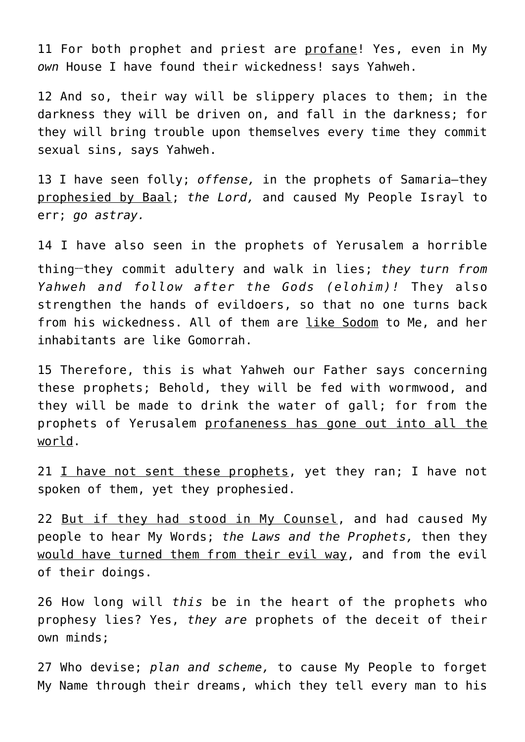11 For both prophet and priest are <u>profane</u>! Yes, even in My *own* House I have found their wickedness! says Yahweh.

12 And so, their way will be slippery places to them; in the darkness they will be driven on, and fall in the darkness; for they will bring trouble upon themselves every time they commit sexual sins, says Yahweh.

13 I have seen folly; *offense,* in the prophets of Samaria—they <u>prophesied by Baal</u>; *the Lord,* and caused My People Israyl to err; *go astray.*

14 I have also seen in the prophets of Yerusalem a horrible thing—they commit adultery and walk in lies; *they turn from Yahweh and follow after the Gods (elohim)!* They also strengthen the hands of evildoers, so that no one turns back from his wickedness. All of them are <u>like Sodom</u> to Me, and her inhabitants are like Gomorrah.

15 Therefore, this is what Yahweh our Father says concerning these prophets; Behold, they will be fed with wormwood, and they will be made to drink the water of gall; for from the prophets of Yerusalem <u>profaneness has gone out into all the world</u>.

21 <u>I have not sent these prophets</u>, yet they ran; I have not spoken of them, yet they prophesied.

22 <u>But if they had stood in My Counsel</u>, and had caused My people to hear My Words; *the Laws and the Prophets,* then they <u>would have turned them from their evil way</u>, and from the evil of their doings.

26 How long will *this* be in the heart of the prophets who prophesy lies? Yes, *they are* prophets of the deceit of their own minds;

27 Who devise; *plan and scheme,* to cause My People to forget My Name through their dreams, which they tell every man to his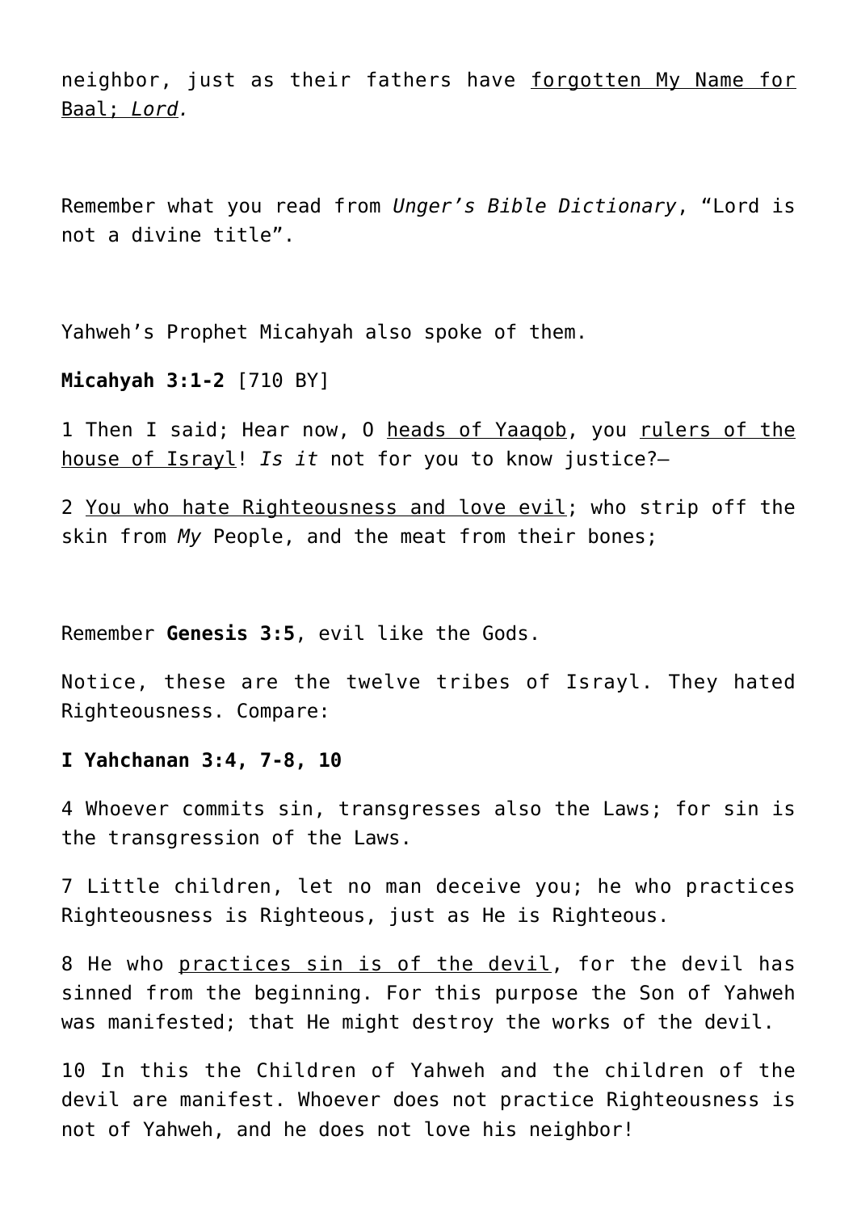neighbor, just as their fathers have <u>forgotten My Name for Baal; *Lord*</u>.

Remember what you read from *Unger's Bible Dictionary*, "Lord is not a divine title".

Yahweh's Prophet Micahyah also spoke of them.

**Micahyah 3:1-2** [710 BY]

1 Then I said; Hear now, O <u>heads of Yaaqob</u>, you <u>rulers of the house of Israyl</u>! *Is it* not for you to know justice?—

2 <u>You who hate Righteousness and love evil</u>; who strip off the skin from *My* People, and the meat from their bones;

Remember **Genesis 3:5**, evil like the Gods.

Notice, these are the twelve tribes of Israyl. They hated Righteousness. Compare:

**I Yahchanan 3:4, 7-8, 10**

4 Whoever commits sin, transgresses also the Laws; for sin is the transgression of the Laws.

7 Little children, let no man deceive you; he who practices Righteousness is Righteous, just as He is Righteous.

8 He who <u>practices sin is of the devil</u>, for the devil has sinned from the beginning. For this purpose the Son of Yahweh was manifested; that He might destroy the works of the devil.

10 In this the Children of Yahweh and the children of the devil are manifest. Whoever does not practice Righteousness is not of Yahweh, and he does not love his neighbor!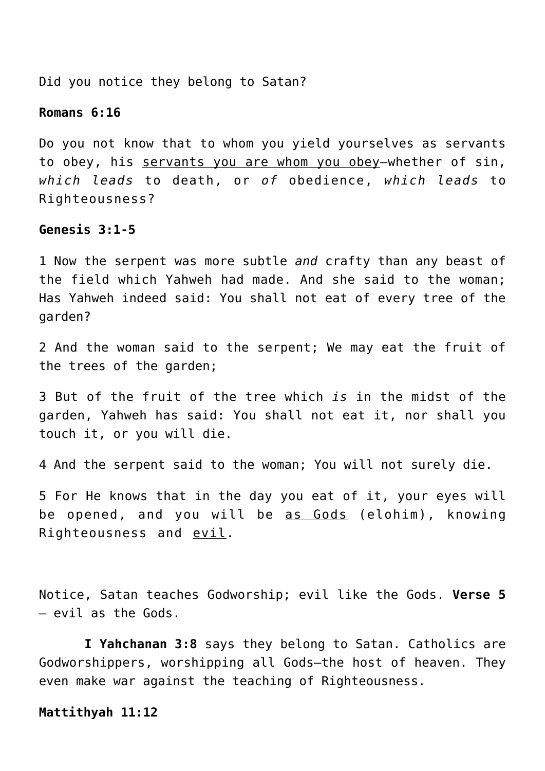Did you notice they belong to Satan?

**Romans 6:16**

Do you not know that to whom you yield yourselves as servants to obey, his servants you are whom you obey—whether of sin, *which leads* to death, or *of* obedience, *which leads* to Righteousness?

**Genesis 3:1-5**

1 Now the serpent was more subtle *and* crafty than any beast of the field which Yahweh had made. And she said to the woman; Has Yahweh indeed said: You shall not eat of every tree of the garden?

2 And the woman said to the serpent; We may eat the fruit of the trees of the garden;

3 But of the fruit of the tree which *is* in the midst of the garden, Yahweh has said: You shall not eat it, nor shall you touch it, or you will die.

4 And the serpent said to the woman; You will not surely die.

5 For He knows that in the day you eat of it, your eyes will be opened, and you will be as Gods (elohim), knowing Righteousness and evil.

Notice, Satan teaches Godworship; evil like the Gods. **Verse 5** – evil as the Gods.

**I Yahchanan 3:8** says they belong to Satan. Catholics are Godworshippers, worshipping all Gods—the host of heaven. They even make war against the teaching of Righteousness.

**Mattithyah 11:12**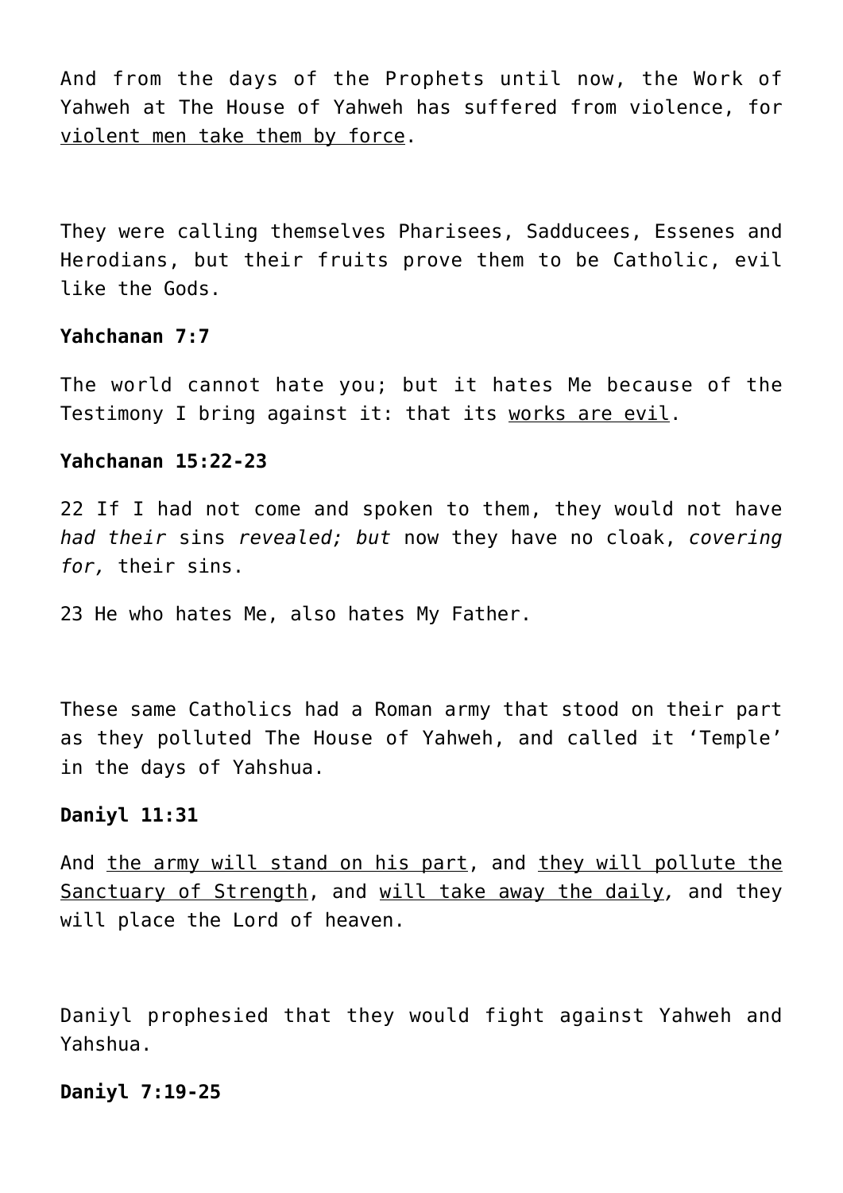And from the days of the Prophets until now, the Work of Yahweh at The House of Yahweh has suffered from violence, for <u>violent men take them by force</u>.

They were calling themselves Pharisees, Sadducees, Essenes and Herodians, but their fruits prove them to be Catholic, evil like the Gods.

**Yahchanan 7:7**

The world cannot hate you; but it hates Me because of the Testimony I bring against it: that its <u>works are evil</u>.

**Yahchanan 15:22-23**

22 If I had not come and spoken to them, they would not have *had their* sins *revealed; but* now they have no cloak, *covering for,* their sins.

23 He who hates Me, also hates My Father.

These same Catholics had a Roman army that stood on their part as they polluted The House of Yahweh, and called it 'Temple' in the days of Yahshua.

**Daniyl 11:31**

And <u>the army will stand on his part</u>, and <u>they will pollute the Sanctuary of Strength</u>, and <u>will take away the daily</u>, and they will place the Lord of heaven.

Daniyl prophesied that they would fight against Yahweh and Yahshua.

**Daniyl 7:19-25**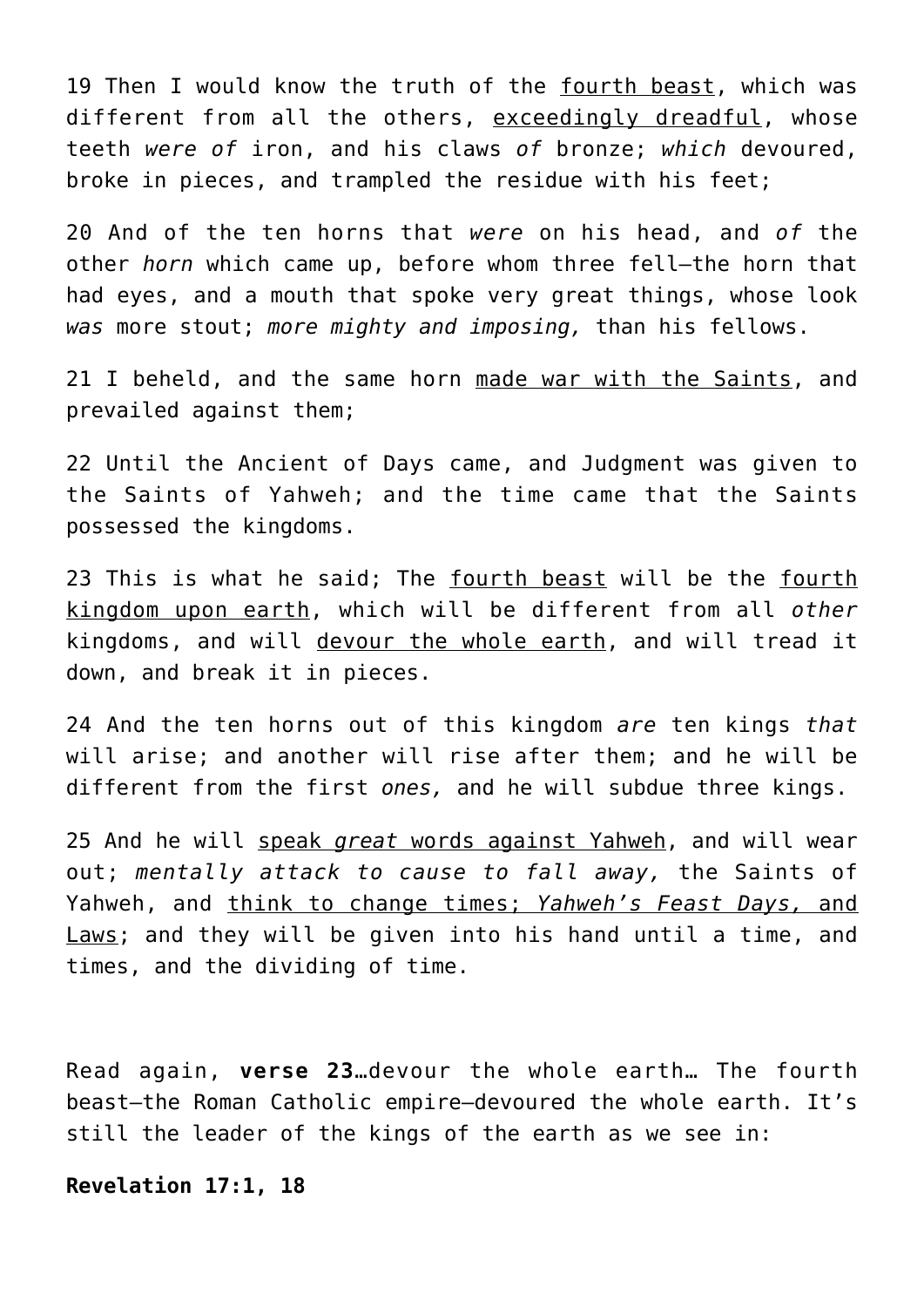19 Then I would know the truth of the <u>fourth beast</u>, which was different from all the others, <u>exceedingly dreadful</u>, whose teeth *were of* iron, and his claws *of* bronze; *which* devoured, broke in pieces, and trampled the residue with his feet;

20 And of the ten horns that *were* on his head, and *of* the other *horn* which came up, before whom three fell—the horn that had eyes, and a mouth that spoke very great things, whose look *was* more stout; *more mighty and imposing,* than his fellows.

21 I beheld, and the same horn <u>made war with the Saints</u>, and prevailed against them;

22 Until the Ancient of Days came, and Judgment was given to the Saints of Yahweh; and the time came that the Saints possessed the kingdoms.

23 This is what he said; The <u>fourth beast</u> will be the <u>fourth kingdom upon earth</u>, which will be different from all *other* kingdoms, and will <u>devour the whole earth</u>, and will tread it down, and break it in pieces.

24 And the ten horns out of this kingdom *are* ten kings *that* will arise; and another will rise after them; and he will be different from the first *ones,* and he will subdue three kings.

25 And he will <u>speak *great* words against Yahweh</u>, and will wear out; *mentally attack to cause to fall away,* the Saints of Yahweh, and <u>think to change times; *Yahweh's Feast Days,* and Laws</u>; and they will be given into his hand until a time, and times, and the dividing of time.

Read again, **verse 23**…devour the whole earth… The fourth beast—the Roman Catholic empire—devoured the whole earth. It's still the leader of the kings of the earth as we see in:

**Revelation 17:1, 18**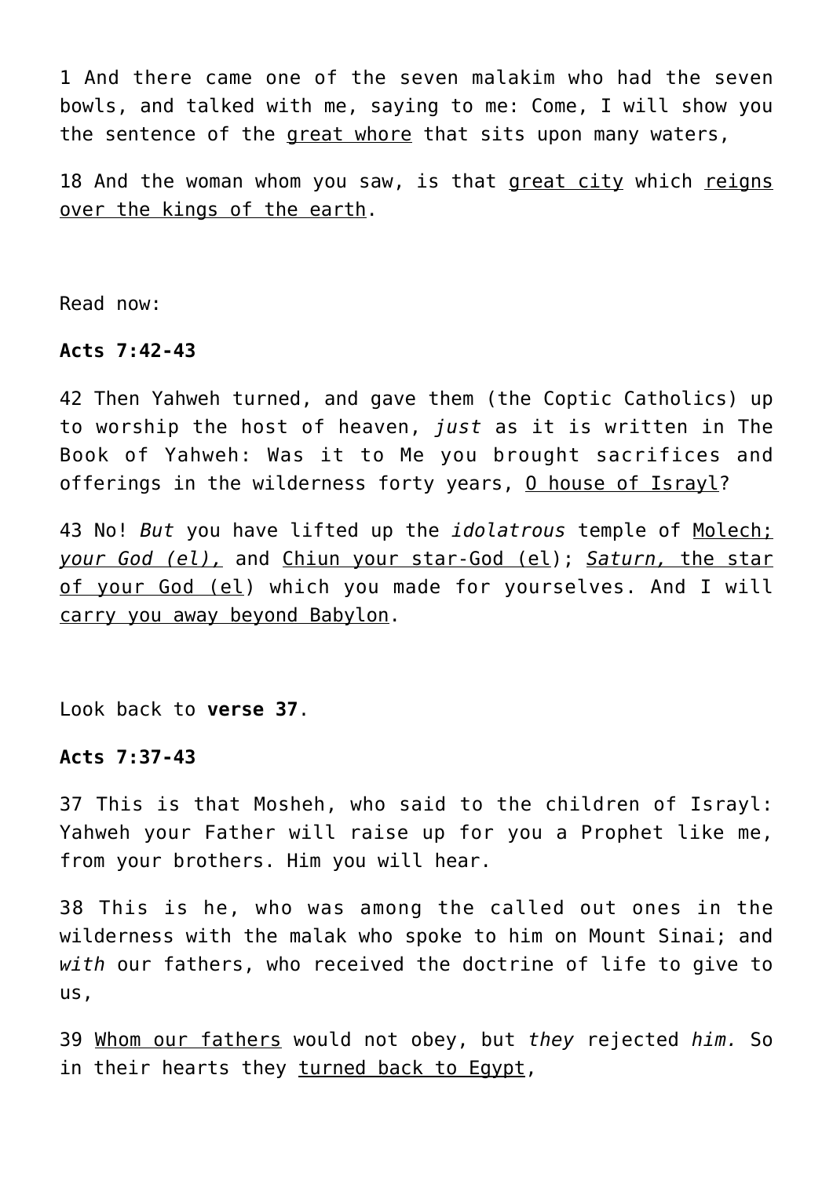1 And there came one of the seven malakim who had the seven bowls, and talked with me, saying to me: Come, I will show you the sentence of the <u>great whore</u> that sits upon many waters,

18 And the woman whom you saw, is that <u>great city</u> which <u>reigns over the kings of the earth</u>.

Read now:

**Acts 7:42-43**

42 Then Yahweh turned, and gave them (the Coptic Catholics) up to worship the host of heaven, *just* as it is written in The Book of Yahweh: Was it to Me you brought sacrifices and offerings in the wilderness forty years, <u>O house of Israyl</u>?

43 No! *But* you have lifted up the *idolatrous* temple of <u>Molech; *your God (el),*</u> and <u>Chiun your star-God (el</u>); <u>*Saturn,* the star of your God (el</u>) which you made for yourselves. And I will <u>carry you away beyond Babylon</u>.

Look back to **verse 37**.

**Acts 7:37-43**

37 This is that Mosheh, who said to the children of Israyl: Yahweh your Father will raise up for you a Prophet like me, from your brothers. Him you will hear.

38 This is he, who was among the called out ones in the wilderness with the malak who spoke to him on Mount Sinai; and *with* our fathers, who received the doctrine of life to give to us,

39 <u>Whom our fathers</u> would not obey, but *they* rejected *him.* So in their hearts they <u>turned back to Egypt</u>,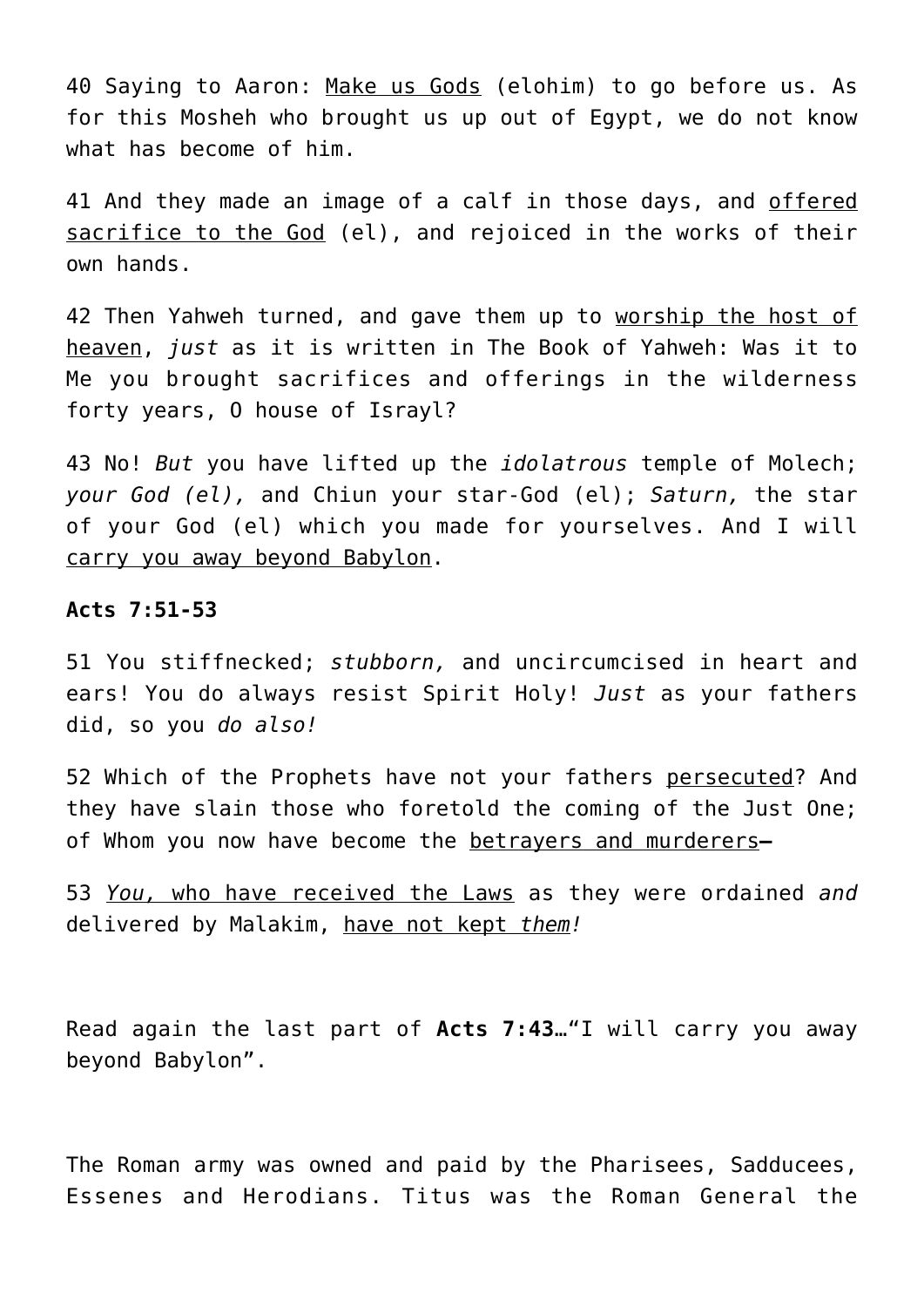40 Saying to Aaron: <u>Make us Gods</u> (elohim) to go before us. As for this Mosheh who brought us up out of Egypt, we do not know what has become of him.

41 And they made an image of a calf in those days, and <u>offered sacrifice to the God</u> (el), and rejoiced in the works of their own hands.

42 Then Yahweh turned, and gave them up to <u>worship the host of heaven</u>, *just* as it is written in The Book of Yahweh: Was it to Me you brought sacrifices and offerings in the wilderness forty years, O house of Israyl?

43 No! *But* you have lifted up the *idolatrous* temple of Molech; *your God (el),* and Chiun your star-God (el); *Saturn,* the star of your God (el) which you made for yourselves. And I will <u>carry you away beyond Babylon</u>.

**Acts 7:51-53**

51 You stiffnecked; *stubborn,* and uncircumcised in heart and ears! You do always resist Spirit Holy! *Just* as your fathers did, so you *do also!*

52 Which of the Prophets have not your fathers <u>persecuted</u>? And they have slain those who foretold the coming of the Just One; of Whom you now have become the <u>betrayers and murderers</u>—

53 <u>*You,* who have received the Laws</u> as they were ordained *and* delivered by Malakim, <u>have not kept *them!*</u>

Read again the last part of **Acts 7:43**…"I will carry you away beyond Babylon".

The Roman army was owned and paid by the Pharisees, Sadducees, Essenes and Herodians. Titus was the Roman General the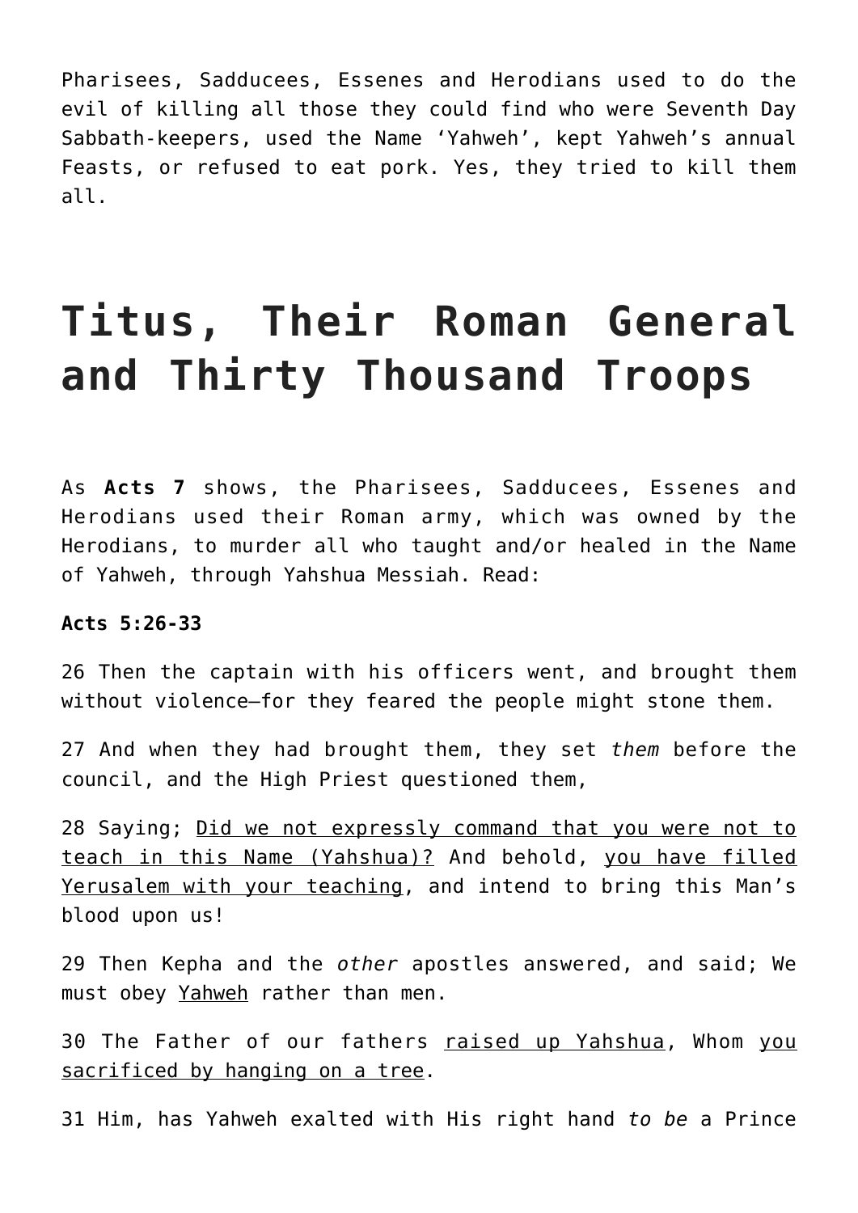Pharisees, Sadducees, Essenes and Herodians used to do the evil of killing all those they could find who were Seventh Day Sabbath-keepers, used the Name 'Yahweh', kept Yahweh's annual Feasts, or refused to eat pork. Yes, they tried to kill them all.

# Titus, Their Roman General and Thirty Thousand Troops

As **Acts 7** shows, the Pharisees, Sadducees, Essenes and Herodians used their Roman army, which was owned by the Herodians, to murder all who taught and/or healed in the Name of Yahweh, through Yahshua Messiah. Read:

**Acts 5:26-33**

26 Then the captain with his officers went, and brought them without violence—for they feared the people might stone them.

27 And when they had brought them, they set *them* before the council, and the High Priest questioned them,

28 Saying; Did we not expressly command that you were not to teach in this Name (Yahshua)? And behold, you have filled Yerusalem with your teaching, and intend to bring this Man's blood upon us!

29 Then Kepha and the *other* apostles answered, and said; We must obey Yahweh rather than men.

30 The Father of our fathers raised up Yahshua, Whom you sacrificed by hanging on a tree.

31 Him, has Yahweh exalted with His right hand *to be* a Prince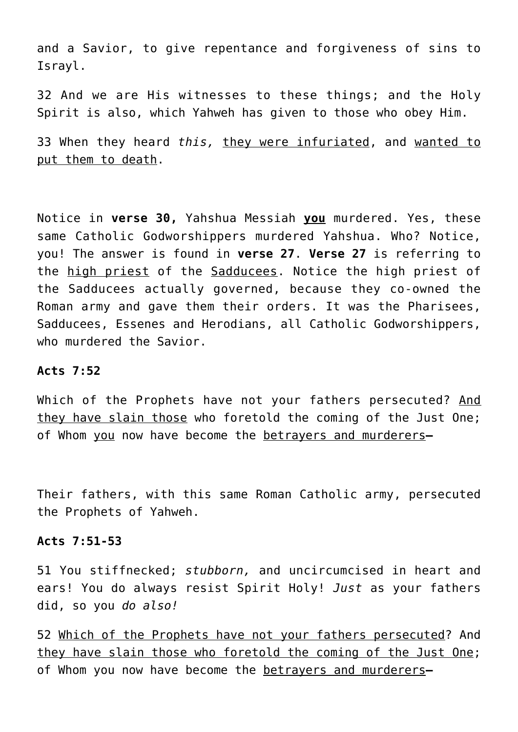and a Savior, to give repentance and forgiveness of sins to Israyl.

32 And we are His witnesses to these things; and the Holy Spirit is also, which Yahweh has given to those who obey Him.

33 When they heard *this,* <u>they were infuriated</u>, and <u>wanted to put them to death</u>.

Notice in **verse 30,** Yahshua Messiah <u>**you**</u> murdered. Yes, these same Catholic Godworshippers murdered Yahshua. Who? Notice, you! The answer is found in **verse 27**. **Verse 27** is referring to the <u>high priest</u> of the <u>Sadducees</u>. Notice the high priest of the Sadducees actually governed, because they co-owned the Roman army and gave them their orders. It was the Pharisees, Sadducees, Essenes and Herodians, all Catholic Godworshippers, who murdered the Savior.

**Acts 7:52**

Which of the Prophets have not your fathers persecuted? <u>And they have slain those</u> who foretold the coming of the Just One; of Whom <u>you</u> now have become the <u>betrayers and murderers</u>—

Their fathers, with this same Roman Catholic army, persecuted the Prophets of Yahweh.

**Acts 7:51-53**

51 You stiffnecked; *stubborn,* and uncircumcised in heart and ears! You do always resist Spirit Holy! *Just* as your fathers did, so you *do also!*

52 <u>Which of the Prophets have not your fathers persecuted</u>? And <u>they have slain those who foretold the coming of the Just One</u>; of Whom you now have become the <u>betrayers and murderers</u>—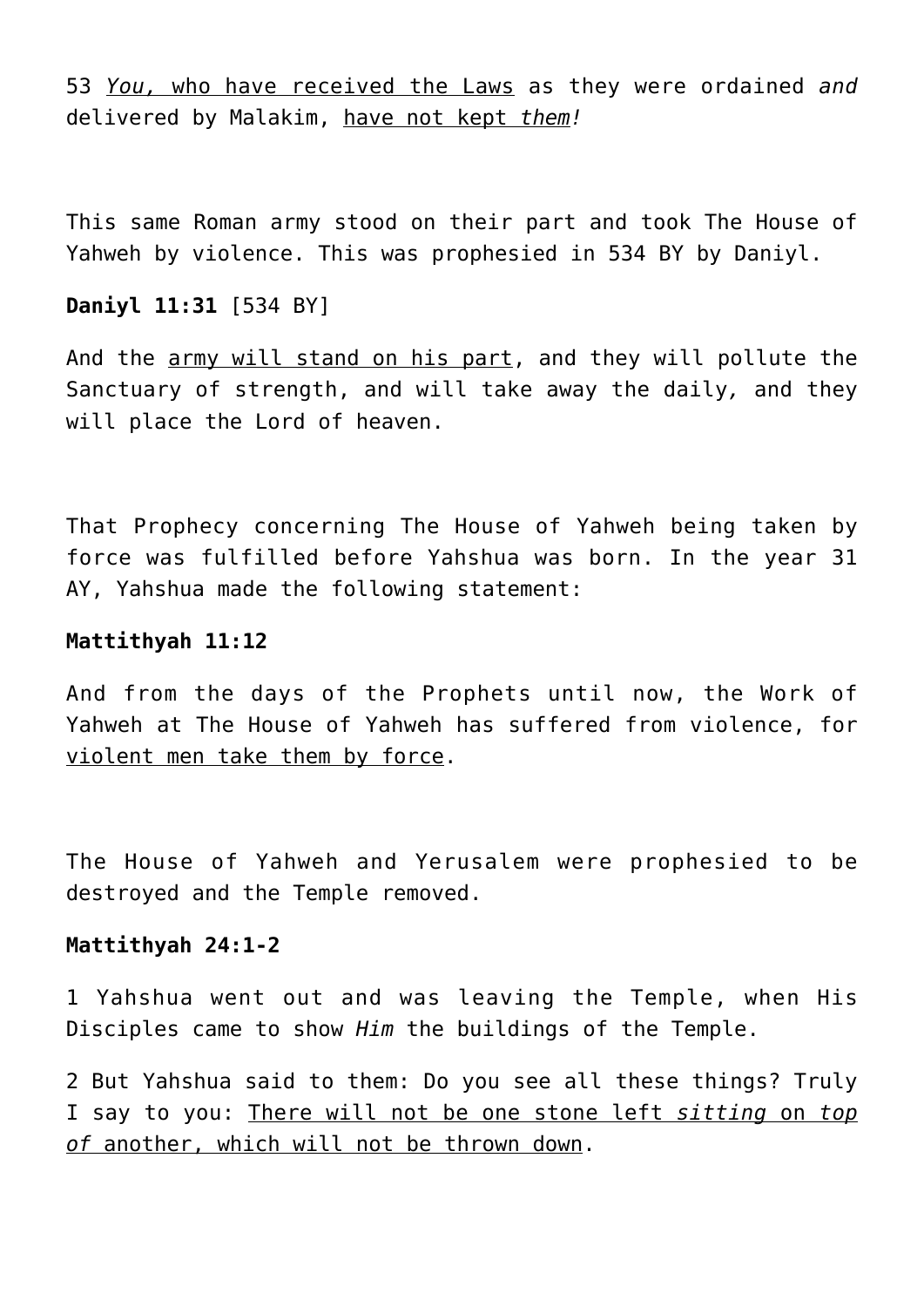53 <u>*You,* who have received the Laws</u> as they were ordained *and* delivered by Malakim, <u>have not kept *them*</u>*!*

This same Roman army stood on their part and took The House of Yahweh by violence. This was prophesied in 534 BY by Daniyl.

**Daniyl 11:31** [534 BY]

And the <u>army will stand on his part</u>, and they will pollute the Sanctuary of strength, and will take away the daily, and they will place the Lord of heaven.

That Prophecy concerning The House of Yahweh being taken by force was fulfilled before Yahshua was born. In the year 31 AY, Yahshua made the following statement:

**Mattithyah 11:12**

And from the days of the Prophets until now, the Work of Yahweh at The House of Yahweh has suffered from violence, for <u>violent men take them by force</u>.

The House of Yahweh and Yerusalem were prophesied to be destroyed and the Temple removed.

**Mattithyah 24:1-2**

1 Yahshua went out and was leaving the Temple, when His Disciples came to show *Him* the buildings of the Temple.

2 But Yahshua said to them: Do you see all these things? Truly I say to you: <u>There will not be one stone left *sitting* on *top of* another, which will not be thrown down</u>.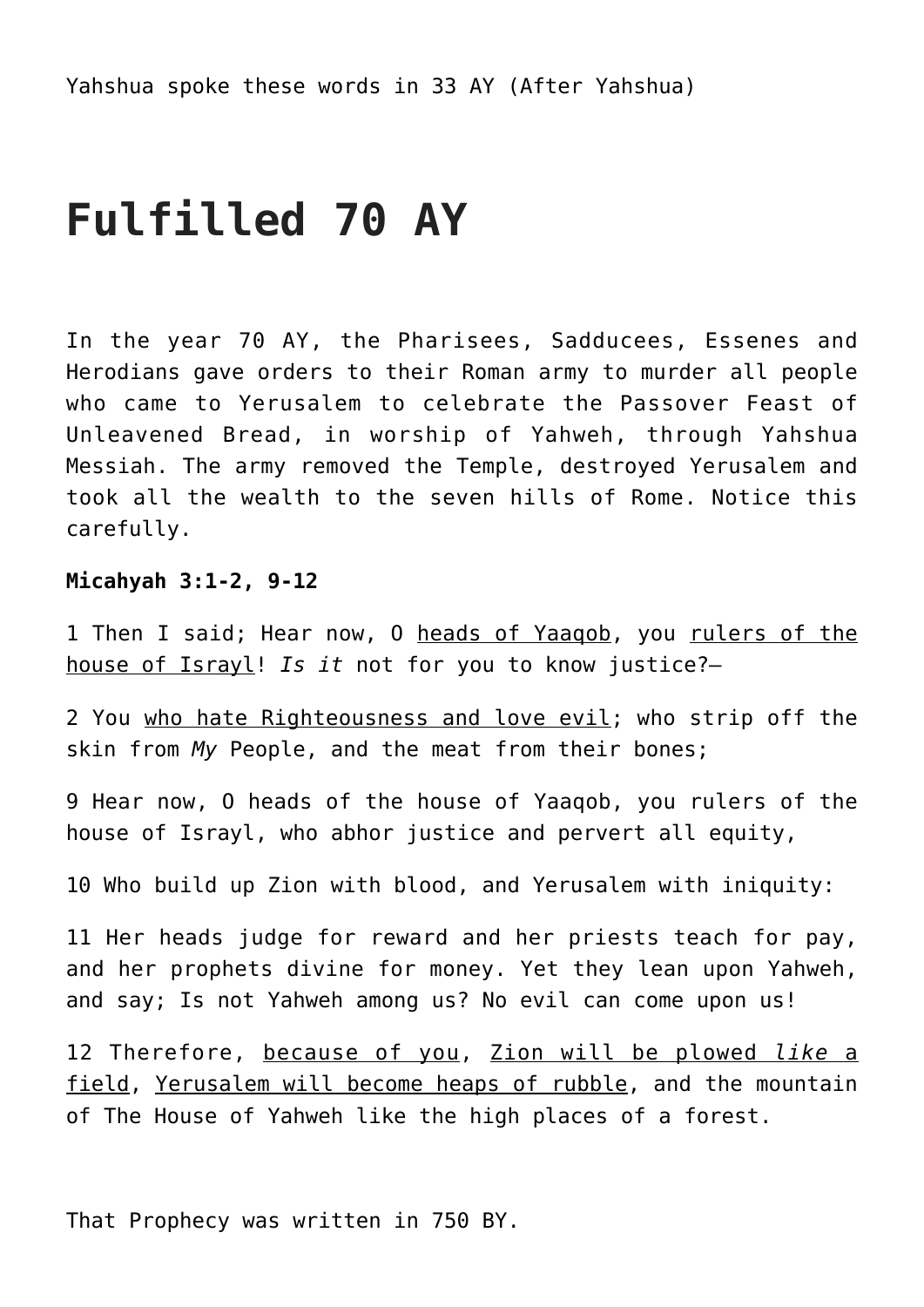Yahshua spoke these words in 33 AY (After Yahshua)

# Fulfilled 70 AY

In the year 70 AY, the Pharisees, Sadducees, Essenes and Herodians gave orders to their Roman army to murder all people who came to Yerusalem to celebrate the Passover Feast of Unleavened Bread, in worship of Yahweh, through Yahshua Messiah. The army removed the Temple, destroyed Yerusalem and took all the wealth to the seven hills of Rome. Notice this carefully.

**Micahyah 3:1-2, 9-12**

1 Then I said; Hear now, O <u>heads of Yaaqob</u>, you <u>rulers of the house of Israyl</u>! *Is it* not for you to know justice?—

2 You <u>who hate Righteousness and love evil</u>; who strip off the skin from *My* People, and the meat from their bones;

9 Hear now, O heads of the house of Yaaqob, you rulers of the house of Israyl, who abhor justice and pervert all equity,

10 Who build up Zion with blood, and Yerusalem with iniquity:

11 Her heads judge for reward and her priests teach for pay, and her prophets divine for money. Yet they lean upon Yahweh, and say; Is not Yahweh among us? No evil can come upon us!

12 Therefore, <u>because of you</u>, <u>Zion will be plowed *like* a field</u>, <u>Yerusalem will become heaps of rubble</u>, and the mountain of The House of Yahweh like the high places of a forest.

That Prophecy was written in 750 BY.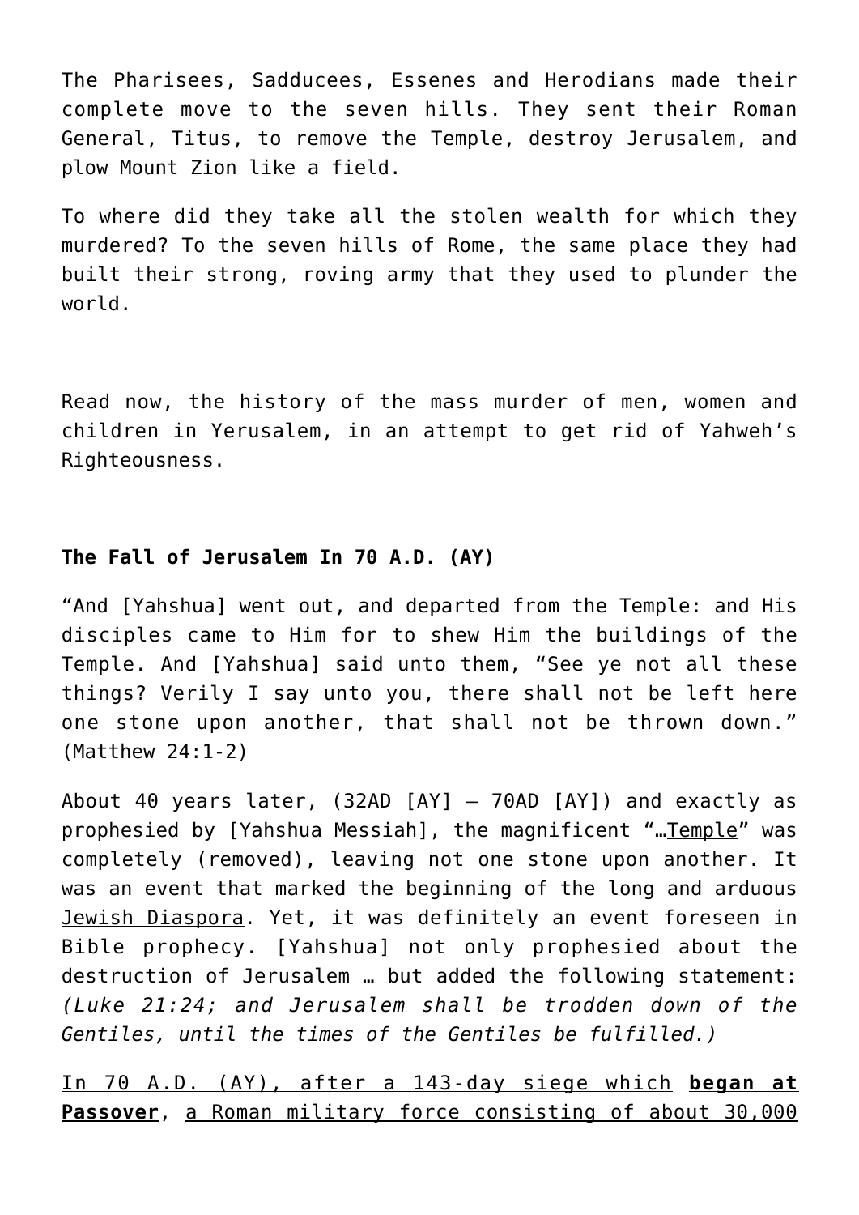The Pharisees, Sadducees, Essenes and Herodians made their complete move to the seven hills. They sent their Roman General, Titus, to remove the Temple, destroy Jerusalem, and plow Mount Zion like a field.

To where did they take all the stolen wealth for which they murdered? To the seven hills of Rome, the same place they had built their strong, roving army that they used to plunder the world.

Read now, the history of the mass murder of men, women and children in Yerusalem, in an attempt to get rid of Yahweh's Righteousness.

**The Fall of Jerusalem In 70 A.D. (AY)**

"And [Yahshua] went out, and departed from the Temple: and His disciples came to Him for to shew Him the buildings of the Temple. And [Yahshua] said unto them, "See ye not all these things? Verily I say unto you, there shall not be left here one stone upon another, that shall not be thrown down." (Matthew 24:1-2)

About 40 years later, (32AD [AY] – 70AD [AY]) and exactly as prophesied by [Yahshua Messiah], the magnificent "…Temple" was completely (removed), leaving not one stone upon another. It was an event that marked the beginning of the long and arduous Jewish Diaspora. Yet, it was definitely an event foreseen in Bible prophecy. [Yahshua] not only prophesied about the destruction of Jerusalem … but added the following statement: *(Luke 21:24; and Jerusalem shall be trodden down of the Gentiles, until the times of the Gentiles be fulfilled.)*

In 70 A.D. (AY), after a 143-day siege which **began at Passover**, a Roman military force consisting of about 30,000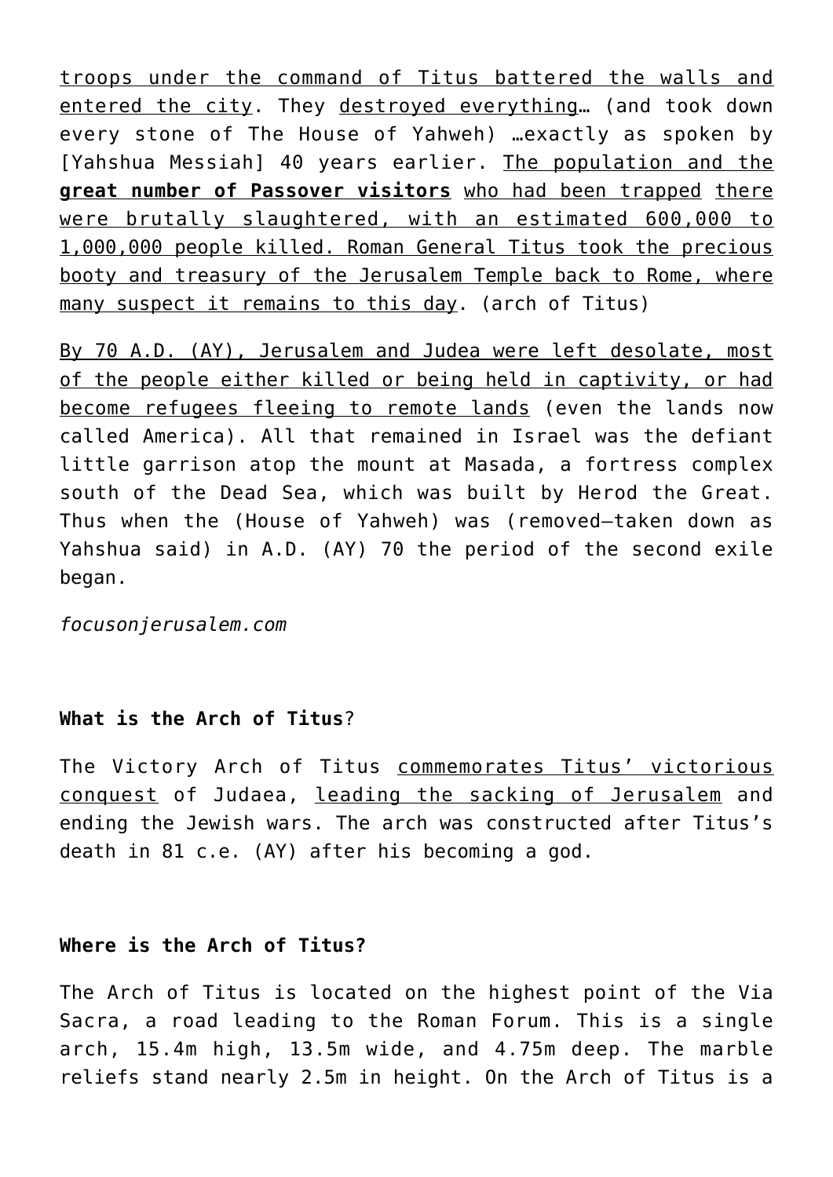troops under the command of Titus battered the walls and entered the city. They destroyed everything… (and took down every stone of The House of Yahweh) …exactly as spoken by [Yahshua Messiah] 40 years earlier. The population and the **great number of Passover visitors** who had been trapped there were brutally slaughtered, with an estimated 600,000 to 1,000,000 people killed. Roman General Titus took the precious booty and treasury of the Jerusalem Temple back to Rome, where many suspect it remains to this day. (arch of Titus)

By 70 A.D. (AY), Jerusalem and Judea were left desolate, most of the people either killed or being held in captivity, or had become refugees fleeing to remote lands (even the lands now called America). All that remained in Israel was the defiant little garrison atop the mount at Masada, a fortress complex south of the Dead Sea, which was built by Herod the Great. Thus when the (House of Yahweh) was (removed—taken down as Yahshua said) in A.D. (AY) 70 the period of the second exile began.

*focusonjerusalem.com*

**What is the Arch of Titus**?

The Victory Arch of Titus commemorates Titus' victorious conquest of Judaea, leading the sacking of Jerusalem and ending the Jewish wars. The arch was constructed after Titus's death in 81 c.e. (AY) after his becoming a god.

**Where is the Arch of Titus?**

The Arch of Titus is located on the highest point of the Via Sacra, a road leading to the Roman Forum. This is a single arch, 15.4m high, 13.5m wide, and 4.75m deep. The marble reliefs stand nearly 2.5m in height. On the Arch of Titus is a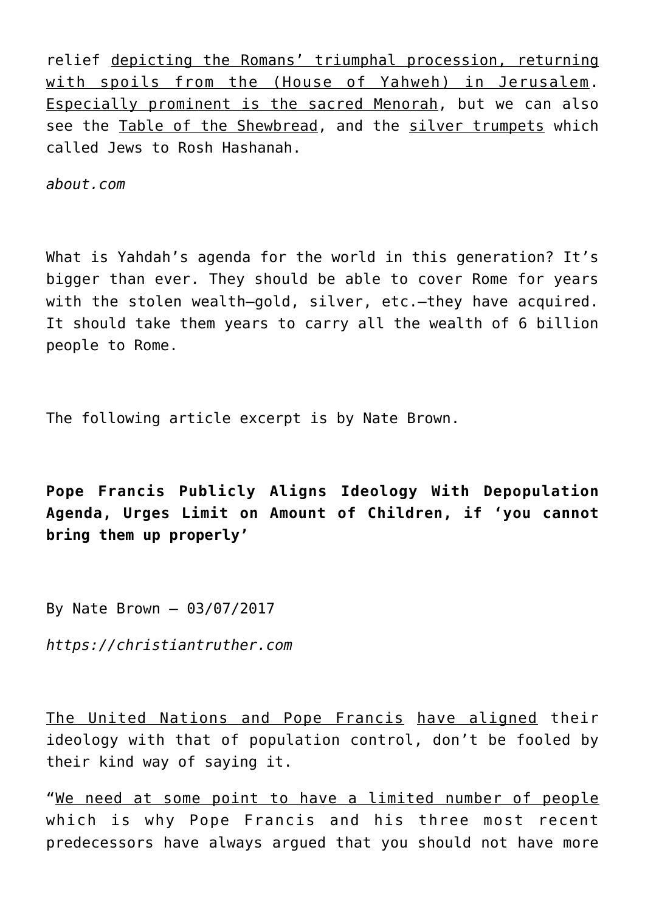relief depicting the Romans' triumphal procession, returning with spoils from the (House of Yahweh) in Jerusalem. Especially prominent is the sacred Menorah, but we can also see the Table of the Shewbread, and the silver trumpets which called Jews to Rosh Hashanah.

*about.com*

What is Yahdah's agenda for the world in this generation? It's bigger than ever. They should be able to cover Rome for years with the stolen wealth—gold, silver, etc.—they have acquired. It should take them years to carry all the wealth of 6 billion people to Rome.

The following article excerpt is by Nate Brown.

**Pope Francis Publicly Aligns Ideology With Depopulation Agenda, Urges Limit on Amount of Children, if 'you cannot bring them up properly'**

By Nate Brown – 03/07/2017

*https://christiantruther.com*

The United Nations and Pope Francis have aligned their ideology with that of population control, don't be fooled by their kind way of saying it.

"We need at some point to have a limited number of people which is why Pope Francis and his three most recent predecessors have always argued that you should not have more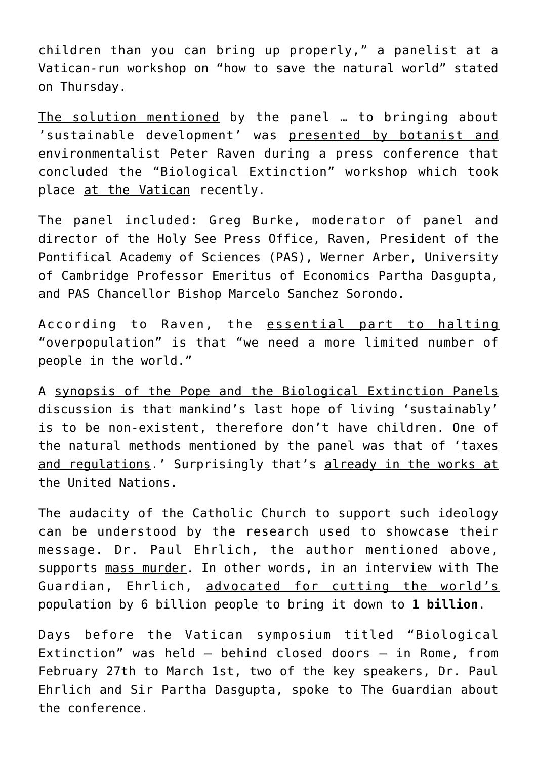children than you can bring up properly," a panelist at a Vatican-run workshop on "how to save the natural world" stated on Thursday.

The solution mentioned by the panel … to bringing about 'sustainable development' was presented by botanist and environmentalist Peter Raven during a press conference that concluded the "Biological Extinction" workshop which took place at the Vatican recently.

The panel included: Greg Burke, moderator of panel and director of the Holy See Press Office, Raven, President of the Pontifical Academy of Sciences (PAS), Werner Arber, University of Cambridge Professor Emeritus of Economics Partha Dasgupta, and PAS Chancellor Bishop Marcelo Sanchez Sorondo.

According to Raven, the essential part to halting "overpopulation" is that "we need a more limited number of people in the world."

A synopsis of the Pope and the Biological Extinction Panels discussion is that mankind's last hope of living 'sustainably' is to be non-existent, therefore don't have children. One of the natural methods mentioned by the panel was that of 'taxes and regulations.' Surprisingly that's already in the works at the United Nations.

The audacity of the Catholic Church to support such ideology can be understood by the research used to showcase their message. Dr. Paul Ehrlich, the author mentioned above, supports mass murder. In other words, in an interview with The Guardian, Ehrlich, advocated for cutting the world's population by 6 billion people to bring it down to **1 billion**.

Days before the Vatican symposium titled "Biological Extinction" was held – behind closed doors – in Rome, from February 27th to March 1st, two of the key speakers, Dr. Paul Ehrlich and Sir Partha Dasgupta, spoke to The Guardian about the conference.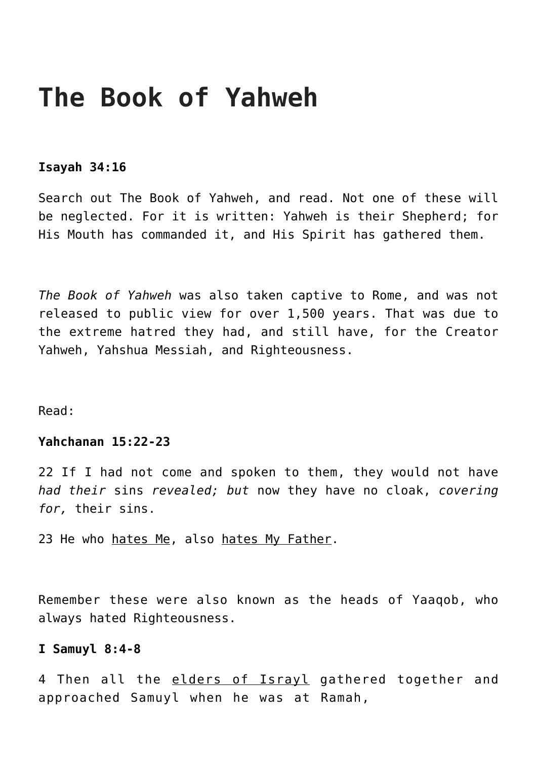# The Book of Yahweh

**Isayah 34:16**

Search out The Book of Yahweh, and read. Not one of these will be neglected. For it is written: Yahweh is their Shepherd; for His Mouth has commanded it, and His Spirit has gathered them.

*The Book of Yahweh* was also taken captive to Rome, and was not released to public view for over 1,500 years. That was due to the extreme hatred they had, and still have, for the Creator Yahweh, Yahshua Messiah, and Righteousness.

Read:

**Yahchanan 15:22-23**

22 If I had not come and spoken to them, they would not have *had their* sins *revealed; but* now they have no cloak, *covering for,* their sins.

23 He who <u>hates Me</u>, also <u>hates My Father</u>.

Remember these were also known as the heads of Yaaqob, who always hated Righteousness.

**I Samuyl 8:4-8**

4 Then all the <u>elders of Israyl</u> gathered together and approached Samuyl when he was at Ramah,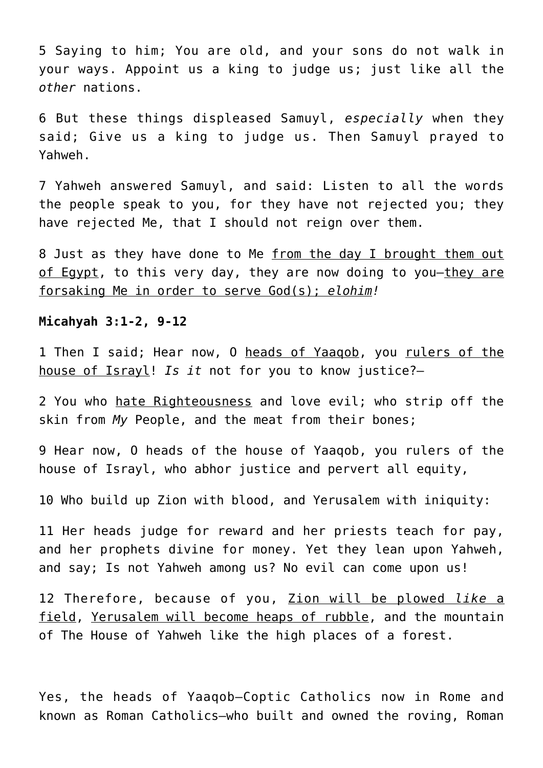5 Saying to him; You are old, and your sons do not walk in your ways. Appoint us a king to judge us; just like all the *other* nations.

6 But these things displeased Samuyl, *especially* when they said; Give us a king to judge us. Then Samuyl prayed to Yahweh.

7 Yahweh answered Samuyl, and said: Listen to all the words the people speak to you, for they have not rejected you; they have rejected Me, that I should not reign over them.

8 Just as they have done to Me <u>from the day I brought them out of Egypt</u>, to this very day, they are now doing to you—<u>they are forsaking Me in order to serve God(s); *elohim*!</u>

**Micahyah 3:1-2, 9-12**

1 Then I said; Hear now, O <u>heads of Yaaqob</u>, you <u>rulers of the house of Israyl</u>! *Is it* not for you to know justice?—

2 You who <u>hate Righteousness</u> and love evil; who strip off the skin from *My* People, and the meat from their bones;

9 Hear now, O heads of the house of Yaaqob, you rulers of the house of Israyl, who abhor justice and pervert all equity,

10 Who build up Zion with blood, and Yerusalem with iniquity:

11 Her heads judge for reward and her priests teach for pay, and her prophets divine for money. Yet they lean upon Yahweh, and say; Is not Yahweh among us? No evil can come upon us!

12 Therefore, because of you, <u>Zion will be plowed *like* a field</u>, <u>Yerusalem will become heaps of rubble</u>, and the mountain of The House of Yahweh like the high places of a forest.

Yes, the heads of Yaaqob—Coptic Catholics now in Rome and known as Roman Catholics—who built and owned the roving, Roman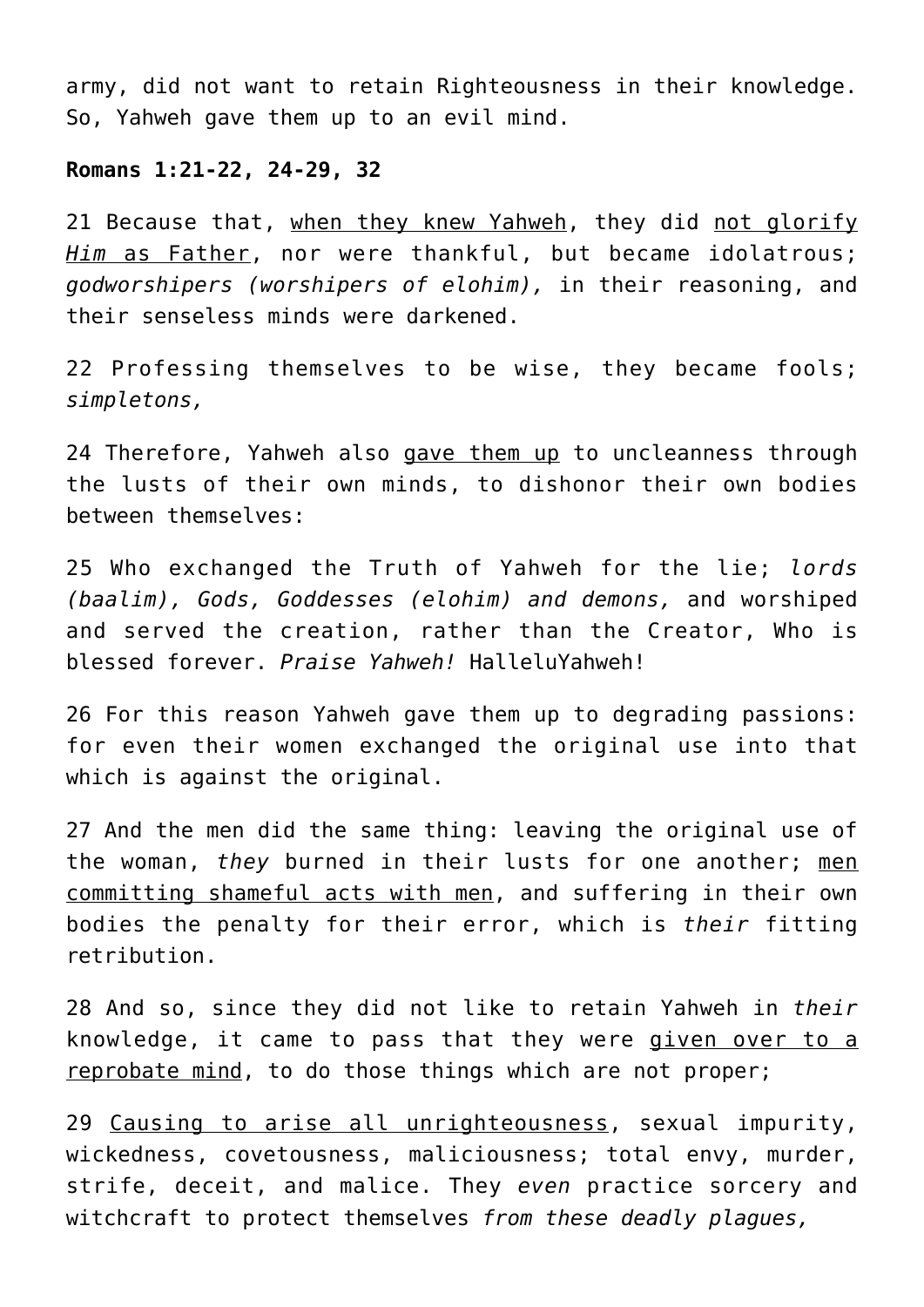army, did not want to retain Righteousness in their knowledge. So, Yahweh gave them up to an evil mind.

**Romans 1:21-22, 24-29, 32**

21 Because that, <u>when they knew Yahweh</u>, they did <u>not glorify *Him* as Father</u>, nor were thankful, but became idolatrous; *godworshipers (worshipers of elohim),* in their reasoning, and their senseless minds were darkened.

22 Professing themselves to be wise, they became fools; *simpletons,*

24 Therefore, Yahweh also <u>gave them up</u> to uncleanness through the lusts of their own minds, to dishonor their own bodies between themselves:

25 Who exchanged the Truth of Yahweh for the lie; *lords (baalim), Gods, Goddesses (elohim) and demons,* and worshiped and served the creation, rather than the Creator, Who is blessed forever. *Praise Yahweh!* HalleluYahweh!

26 For this reason Yahweh gave them up to degrading passions: for even their women exchanged the original use into that which is against the original.

27 And the men did the same thing: leaving the original use of the woman, *they* burned in their lusts for one another; <u>men committing shameful acts with men</u>, and suffering in their own bodies the penalty for their error, which is *their* fitting retribution.

28 And so, since they did not like to retain Yahweh in *their* knowledge, it came to pass that they were <u>given over to a reprobate mind</u>, to do those things which are not proper;

29 <u>Causing to arise all unrighteousness</u>, sexual impurity, wickedness, covetousness, maliciousness; total envy, murder, strife, deceit, and malice. They *even* practice sorcery and witchcraft to protect themselves *from these deadly plagues,*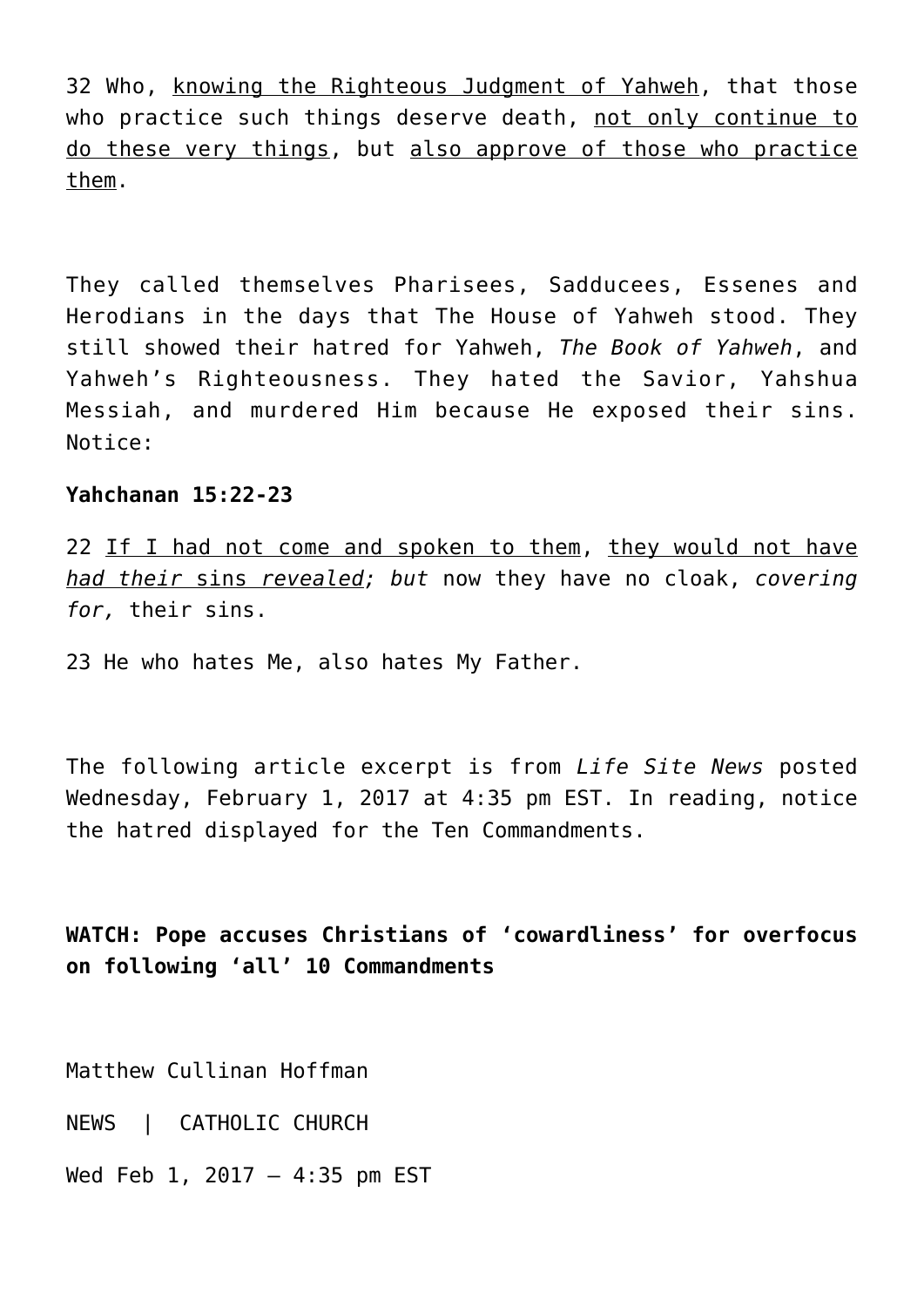32 Who, <u>knowing the Righteous Judgment of Yahweh</u>, that those who practice such things deserve death, <u>not only continue to do these very things</u>, but <u>also approve of those who practice them</u>.

They called themselves Pharisees, Sadducees, Essenes and Herodians in the days that The House of Yahweh stood. They still showed their hatred for Yahweh, *The Book of Yahweh*, and Yahweh's Righteousness. They hated the Savior, Yahshua Messiah, and murdered Him because He exposed their sins. Notice:

**Yahchanan 15:22-23**

22 <u>If I had not come and spoken to them</u>, <u>they would not have *had their* sins *revealed*</u>*; but* now they have no cloak, *covering for,* their sins.

23 He who hates Me, also hates My Father.

The following article excerpt is from *Life Site News* posted Wednesday, February 1, 2017 at 4:35 pm EST. In reading, notice the hatred displayed for the Ten Commandments.

**WATCH: Pope accuses Christians of 'cowardliness' for overfocus on following 'all' 10 Commandments**

Matthew Cullinan Hoffman

NEWS | CATHOLIC CHURCH

Wed Feb 1, 2017 – 4:35 pm EST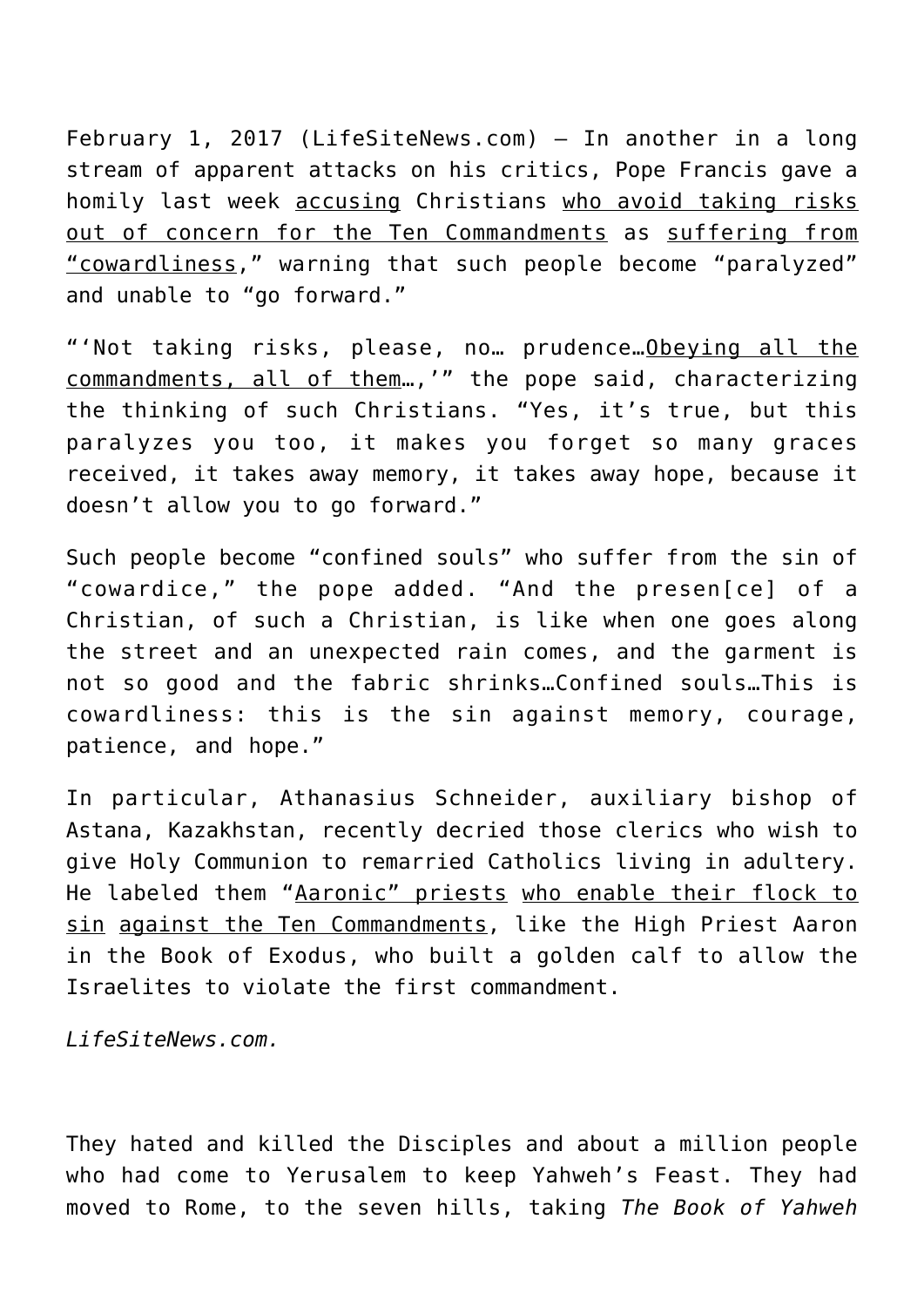February 1, 2017 (LifeSiteNews.com) — In another in a long stream of apparent attacks on his critics, Pope Francis gave a homily last week accusing Christians who avoid taking risks out of concern for the Ten Commandments as suffering from "cowardliness," warning that such people become "paralyzed" and unable to "go forward."

"'Not taking risks, please, no… prudence…Obeying all the commandments, all of them…,'" the pope said, characterizing the thinking of such Christians. "Yes, it's true, but this paralyzes you too, it makes you forget so many graces received, it takes away memory, it takes away hope, because it doesn't allow you to go forward."

Such people become "confined souls" who suffer from the sin of "cowardice," the pope added. "And the presen[ce] of a Christian, of such a Christian, is like when one goes along the street and an unexpected rain comes, and the garment is not so good and the fabric shrinks…Confined souls…This is cowardliness: this is the sin against memory, courage, patience, and hope."

In particular, Athanasius Schneider, auxiliary bishop of Astana, Kazakhstan, recently decried those clerics who wish to give Holy Communion to remarried Catholics living in adultery. He labeled them "Aaronic" priests who enable their flock to sin against the Ten Commandments, like the High Priest Aaron in the Book of Exodus, who built a golden calf to allow the Israelites to violate the first commandment.

*LifeSiteNews.com.*

They hated and killed the Disciples and about a million people who had come to Yerusalem to keep Yahweh's Feast. They had moved to Rome, to the seven hills, taking *The Book of Yahweh*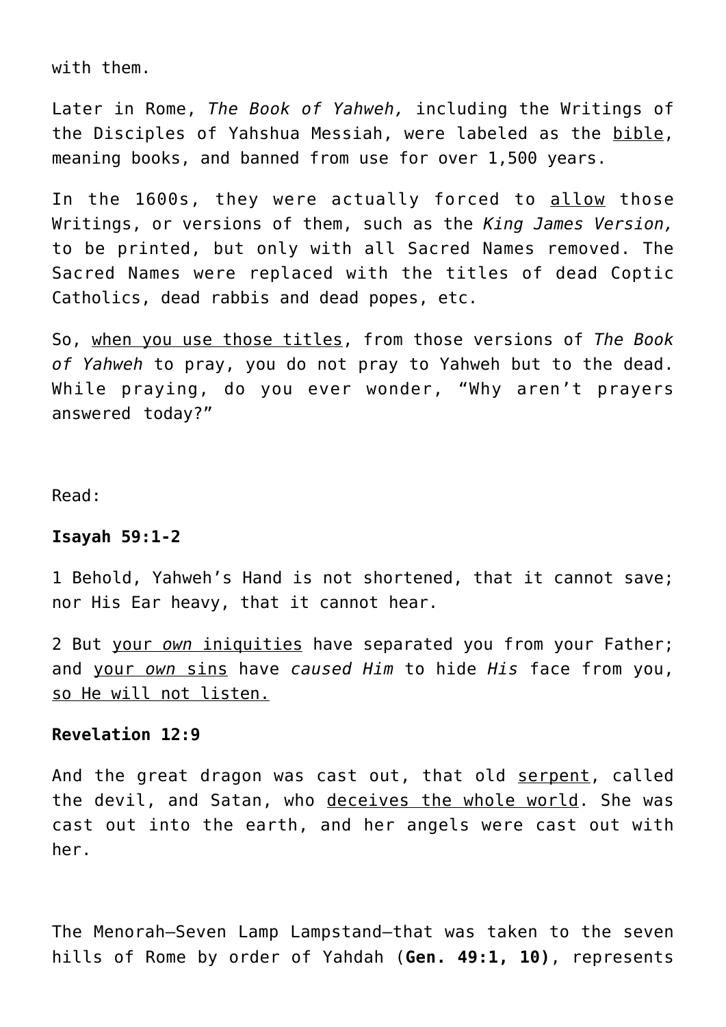with them.

Later in Rome, *The Book of Yahweh,* including the Writings of the Disciples of Yahshua Messiah, were labeled as the <u>bible</u>, meaning books, and banned from use for over 1,500 years.

In the 1600s, they were actually forced to <u>allow</u> those Writings, or versions of them, such as the *King James Version,* to be printed, but only with all Sacred Names removed. The Sacred Names were replaced with the titles of dead Coptic Catholics, dead rabbis and dead popes, etc.

So, <u>when you use those titles</u>, from those versions of *The Book of Yahweh* to pray, you do not pray to Yahweh but to the dead. While praying, do you ever wonder, "Why aren't prayers answered today?"

Read:

**Isayah 59:1-2**

1 Behold, Yahweh's Hand is not shortened, that it cannot save; nor His Ear heavy, that it cannot hear.

2 But <u>your *own* iniquities</u> have separated you from your Father; and <u>your *own* sins</u> have *caused Him* to hide *His* face from you, <u>so He will not listen.</u>

**Revelation 12:9**

And the great dragon was cast out, that old <u>serpent</u>, called the devil, and Satan, who <u>deceives the whole world</u>. She was cast out into the earth, and her angels were cast out with her.

The Menorah—Seven Lamp Lampstand—that was taken to the seven hills of Rome by order of Yahdah (**Gen. 49:1, 10)**, represents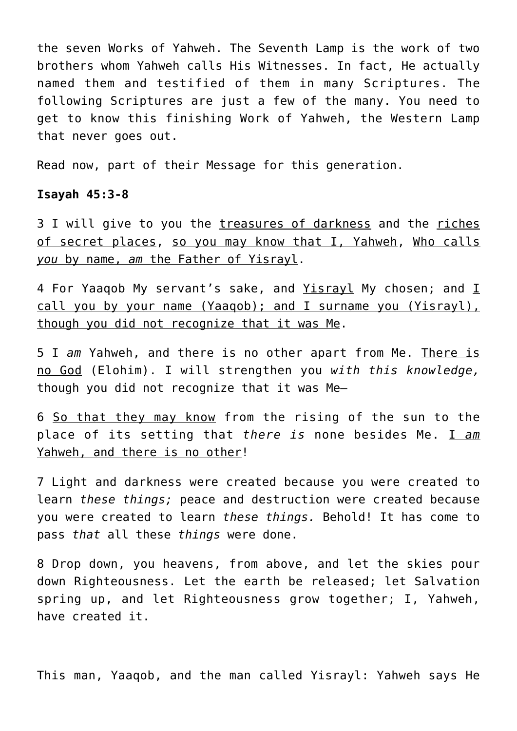the seven Works of Yahweh. The Seventh Lamp is the work of two brothers whom Yahweh calls His Witnesses. In fact, He actually named them and testified of them in many Scriptures. The following Scriptures are just a few of the many. You need to get to know this finishing Work of Yahweh, the Western Lamp that never goes out.

Read now, part of their Message for this generation.

**Isayah 45:3-8**

3 I will give to you the <u>treasures of darkness</u> and the <u>riches of secret places</u>, <u>so you may know that I, Yahweh</u>, <u>Who calls *you* by name, *am* the Father of Yisrayl</u>.

4 For Yaaqob My servant's sake, and <u>Yisrayl</u> My chosen; and <u>I call you by your name (Yaaqob); and I surname you (Yisrayl), though you did not recognize that it was Me</u>.

5 I *am* Yahweh, and there is no other apart from Me. <u>There is no God</u> (Elohim). I will strengthen you *with this knowledge,* though you did not recognize that it was Me—

6 <u>So that they may know</u> from the rising of the sun to the place of its setting that *there is* none besides Me. <u>I *am* Yahweh, and there is no other</u>!

7 Light and darkness were created because you were created to learn *these things;* peace and destruction were created because you were created to learn *these things.* Behold! It has come to pass *that* all these *things* were done.

8 Drop down, you heavens, from above, and let the skies pour down Righteousness. Let the earth be released; let Salvation spring up, and let Righteousness grow together; I, Yahweh, have created it.

This man, Yaaqob, and the man called Yisrayl: Yahweh says He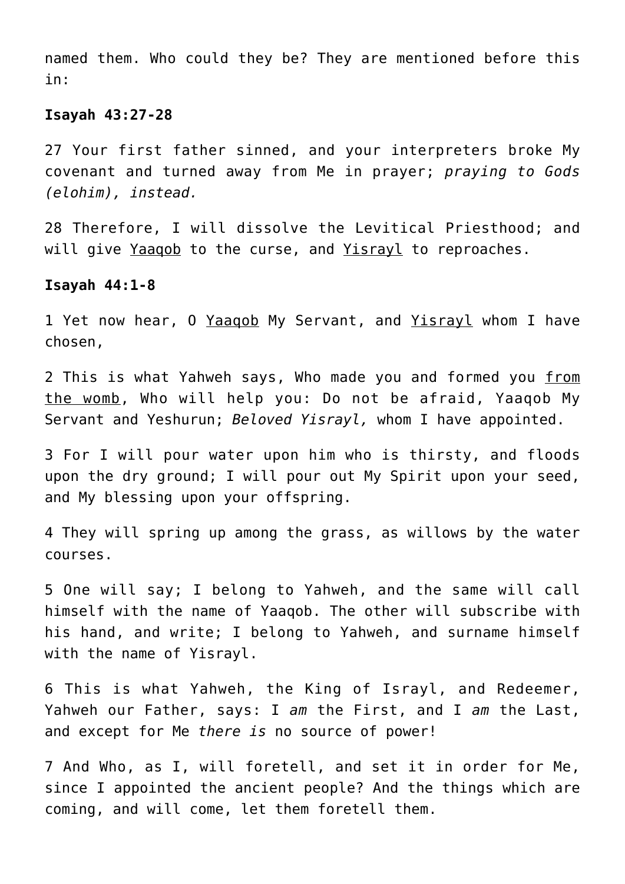named them. Who could they be? They are mentioned before this in:

**Isayah 43:27-28**

27 Your first father sinned, and your interpreters broke My covenant and turned away from Me in prayer; *praying to Gods (elohim), instead.*

28 Therefore, I will dissolve the Levitical Priesthood; and will give Yaaqob to the curse, and Yisrayl to reproaches.

**Isayah 44:1-8**

1 Yet now hear, O Yaaqob My Servant, and Yisrayl whom I have chosen,

2 This is what Yahweh says, Who made you and formed you from the womb, Who will help you: Do not be afraid, Yaaqob My Servant and Yeshurun; *Beloved Yisrayl,* whom I have appointed.

3 For I will pour water upon him who is thirsty, and floods upon the dry ground; I will pour out My Spirit upon your seed, and My blessing upon your offspring.

4 They will spring up among the grass, as willows by the water courses.

5 One will say; I belong to Yahweh, and the same will call himself with the name of Yaaqob. The other will subscribe with his hand, and write; I belong to Yahweh, and surname himself with the name of Yisrayl.

6 This is what Yahweh, the King of Israyl, and Redeemer, Yahweh our Father, says: I *am* the First, and I *am* the Last, and except for Me *there is* no source of power!

7 And Who, as I, will foretell, and set it in order for Me, since I appointed the ancient people? And the things which are coming, and will come, let them foretell them.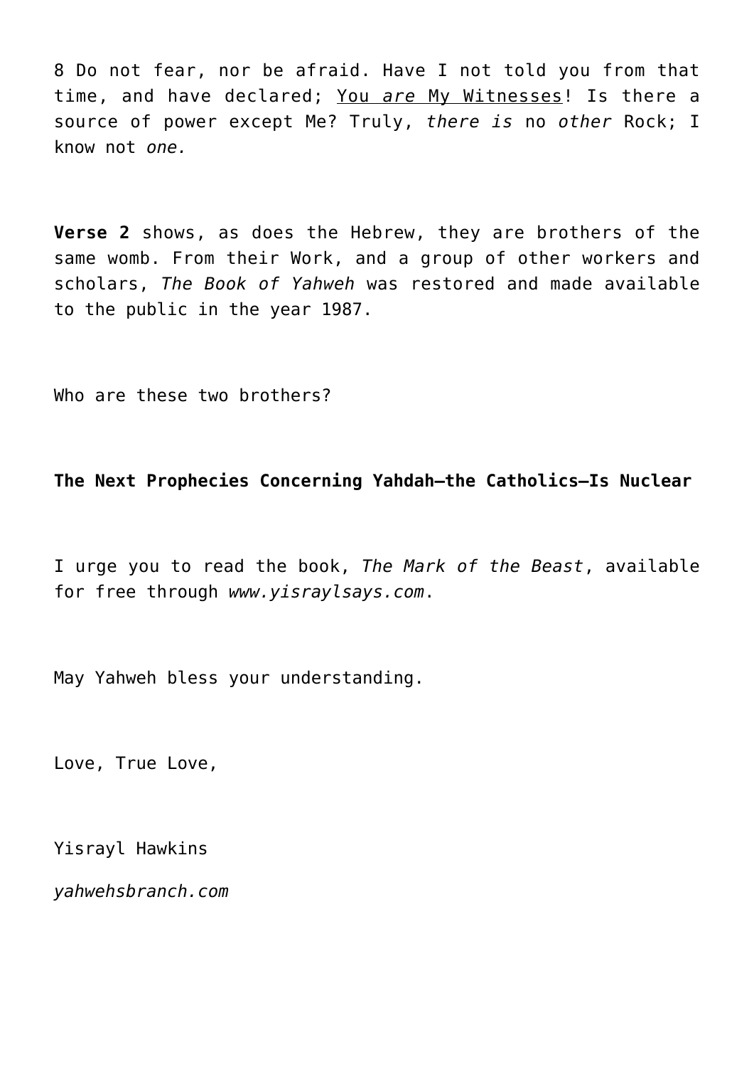8 Do not fear, nor be afraid. Have I not told you from that time, and have declared; <u>You *are* My Witnesses</u>! Is there a source of power except Me? Truly, *there is* no *other* Rock; I know not *one.*

**Verse 2** shows, as does the Hebrew, they are brothers of the same womb. From their Work, and a group of other workers and scholars, *The Book of Yahweh* was restored and made available to the public in the year 1987.

Who are these two brothers?

**The Next Prophecies Concerning Yahdah—the Catholics—Is Nuclear**

I urge you to read the book, *The Mark of the Beast*, available for free through *www.yisraylsays.com*.

May Yahweh bless your understanding.

Love, True Love,

Yisrayl Hawkins

*yahwehsbranch.com*